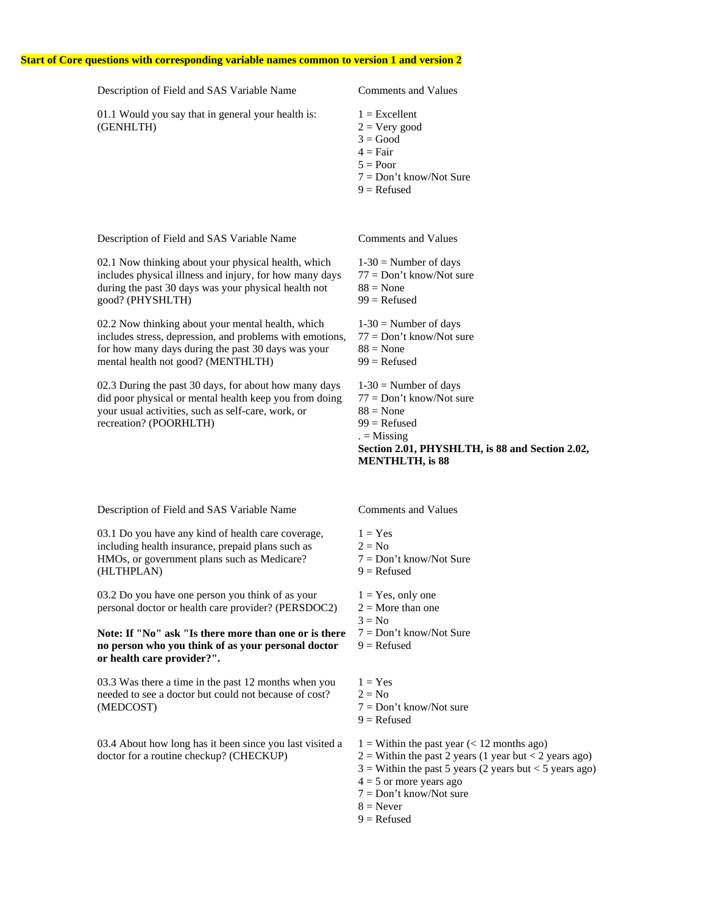**Start of Core questions with corresponding variable names common to version 1 and version 2**

| Description of Field and SAS Variable Name | Comments and Values |
| --- | --- |
| 01.1 Would you say that in general your health is: (GENHLTH) | 1 = Excellent<br>2 = Very good<br>3 = Good<br>4 = Fair<br>5 = Poor<br>7 = Don't know/Not Sure<br>9 = Refused |

| Description of Field and SAS Variable Name | Comments and Values |
| --- | --- |
| 02.1 Now thinking about your physical health, which includes physical illness and injury, for how many days during the past 30 days was your physical health not good? (PHYSHLTH) | 1-30 = Number of days<br>77 = Don't know/Not sure<br>88 = None<br>99 = Refused |
| 02.2 Now thinking about your mental health, which includes stress, depression, and problems with emotions, for how many days during the past 30 days was your mental health not good? (MENTHLTH) | 1-30 = Number of days<br>77 = Don't know/Not sure<br>88 = None<br>99 = Refused |
| 02.3 During the past 30 days, for about how many days did poor physical or mental health keep you from doing your usual activities, such as self-care, work, or recreation? (POORHLTH) | 1-30 = Number of days<br>77 = Don't know/Not sure<br>88 = None<br>99 = Refused<br>. = Missing<br>**Section 2.01, PHYSHLTH, is 88 and Section 2.02, MENTHLTH, is 88** |

| Description of Field and SAS Variable Name | Comments and Values |
| --- | --- |
| 03.1 Do you have any kind of health care coverage, including health insurance, prepaid plans such as HMOs, or government plans such as Medicare? (HLTHPLAN) | 1 = Yes<br>2 = No<br>7 = Don't know/Not Sure<br>9 = Refused |
| 03.2 Do you have one person you think of as your personal doctor or health care provider? (PERSDOC2)<br><br>**Note: If "No" ask "Is there more than one or is there no person who you think of as your personal doctor or health care provider?".** | 1 = Yes, only one<br>2 = More than one<br>3 = No<br>7 = Don't know/Not Sure<br>9 = Refused |
| 03.3 Was there a time in the past 12 months when you needed to see a doctor but could not because of cost? (MEDCOST) | 1 = Yes<br>2 = No<br>7 = Don't know/Not sure<br>9 = Refused |
| 03.4 About how long has it been since you last visited a doctor for a routine checkup? (CHECKUP) | 1 = Within the past year (< 12 months ago)<br>2 = Within the past 2 years (1 year but < 2 years ago)<br>3 = Within the past 5 years (2 years but < 5 years ago)<br>4 = 5 or more years ago<br>7 = Don't know/Not sure<br>8 = Never<br>9 = Refused |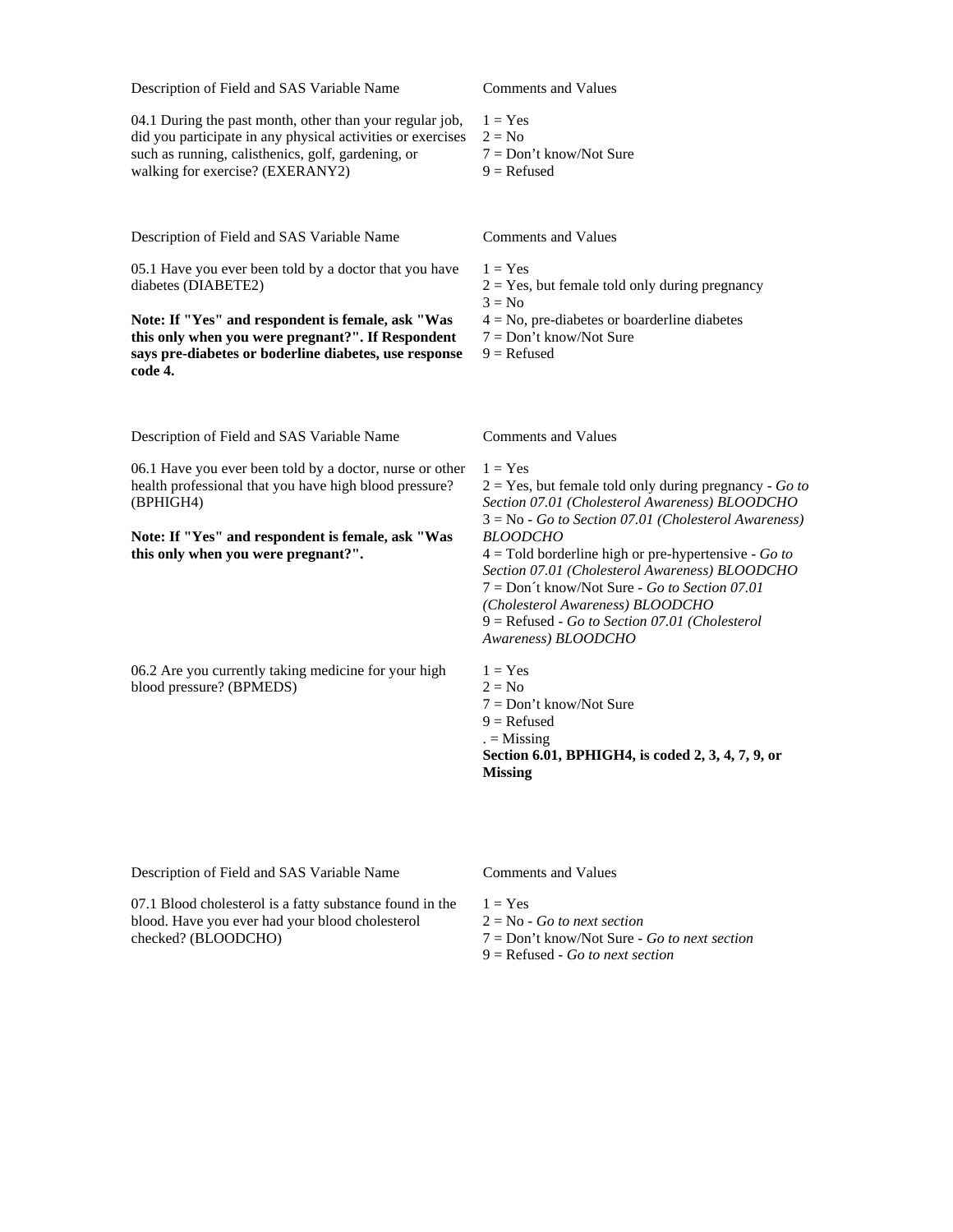| Description of Field and SAS Variable Name | Comments and Values |
| --- | --- |
| 04.1 During the past month, other than your regular job, did you participate in any physical activities or exercises such as running, calisthenics, golf, gardening, or walking for exercise? (EXERANY2) | 1 = Yes<br>2 = No<br>7 = Don't know/Not Sure<br>9 = Refused |

| Description of Field and SAS Variable Name | Comments and Values |
| --- | --- |
| 05.1 Have you ever been told by a doctor that you have diabetes (DIABETE2)<br><br>**Note: If "Yes" and respondent is female, ask "Was this only when you were pregnant?". If Respondent says pre-diabetes or boderline diabetes, use response code 4.** | 1 = Yes<br>2 = Yes, but female told only during pregnancy<br>3 = No<br>4 = No, pre-diabetes or boarderline diabetes<br>7 = Don't know/Not Sure<br>9 = Refused |

| Description of Field and SAS Variable Name | Comments and Values |
| --- | --- |
| 06.1 Have you ever been told by a doctor, nurse or other health professional that you have high blood pressure? (BPHIGH4)<br><br>**Note: If "Yes" and respondent is female, ask "Was this only when you were pregnant?".** | 1 = Yes<br>2 = Yes, but female told only during pregnancy - *Go to Section 07.01 (Cholesterol Awareness) BLOODCHO*<br>3 = No - *Go to Section 07.01 (Cholesterol Awareness) BLOODCHO*<br>4 = Told borderline high or pre-hypertensive - *Go to Section 07.01 (Cholesterol Awareness) BLOODCHO*<br>7 = Don´t know/Not Sure - *Go to Section 07.01 (Cholesterol Awareness) BLOODCHO*<br>9 = Refused - *Go to Section 07.01 (Cholesterol Awareness) BLOODCHO* |
| 06.2 Are you currently taking medicine for your high blood pressure? (BPMEDS) | 1 = Yes<br>2 = No<br>7 = Don't know/Not Sure<br>9 = Refused<br>. = Missing<br>**Section 6.01, BPHIGH4, is coded 2, 3, 4, 7, 9, or Missing** |

| Description of Field and SAS Variable Name | Comments and Values |
| --- | --- |
| 07.1 Blood cholesterol is a fatty substance found in the blood. Have you ever had your blood cholesterol checked? (BLOODCHO) | 1 = Yes<br>2 = No - *Go to next section*<br>7 = Don't know/Not Sure - *Go to next section*<br>9 = Refused - *Go to next section* |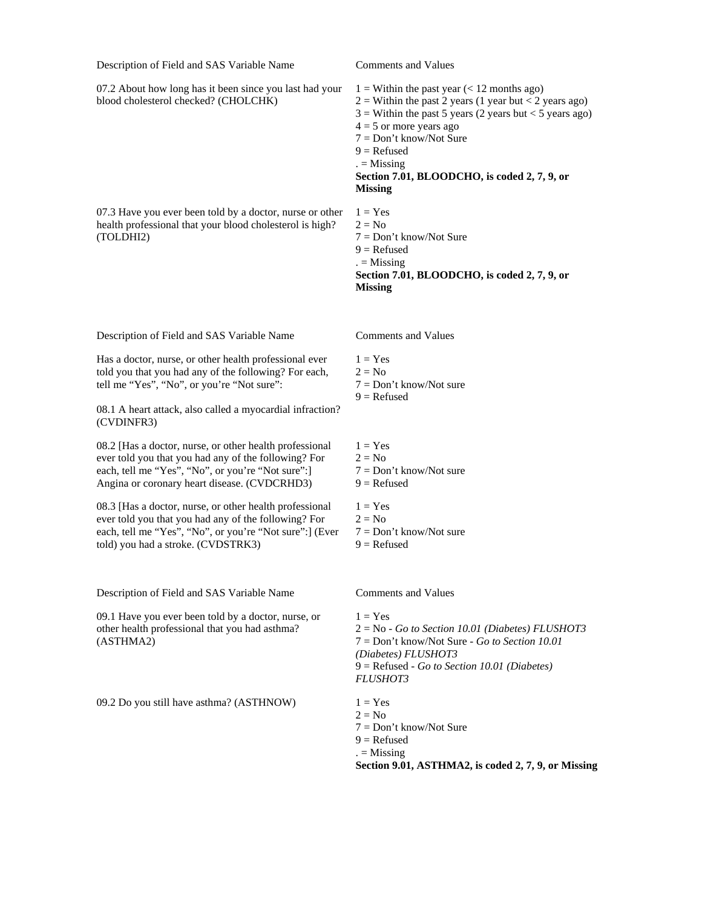| Description of Field and SAS Variable Name | Comments and Values |
| --- | --- |
| 07.2 About how long has it been since you last had your blood cholesterol checked? (CHOLCHK) | 1 = Within the past year (< 12 months ago)<br>2 = Within the past 2 years (1 year but < 2 years ago)<br>3 = Within the past 5 years (2 years but < 5 years ago)<br>4 = 5 or more years ago<br>7 = Don't know/Not Sure<br>9 = Refused<br>. = Missing<br>**Section 7.01, BLOODCHO, is coded 2, 7, 9, or Missing** |
| 07.3 Have you ever been told by a doctor, nurse or other health professional that your blood cholesterol is high? (TOLDHI2) | 1 = Yes<br>2 = No<br>7 = Don't know/Not Sure<br>9 = Refused<br>. = Missing<br>**Section 7.01, BLOODCHO, is coded 2, 7, 9, or Missing** |

| Description of Field and SAS Variable Name | Comments and Values |
| --- | --- |
| Has a doctor, nurse, or other health professional ever told you that you had any of the following? For each, tell me "Yes", "No", or you're "Not sure":<br><br>08.1 A heart attack, also called a myocardial infraction? (CVDINFR3) | 1 = Yes<br>2 = No<br>7 = Don't know/Not sure<br>9 = Refused |
| 08.2 [Has a doctor, nurse, or other health professional ever told you that you had any of the following? For each, tell me "Yes", "No", or you're "Not sure":] Angina or coronary heart disease. (CVDCRHD3) | 1 = Yes<br>2 = No<br>7 = Don't know/Not sure<br>9 = Refused |
| 08.3 [Has a doctor, nurse, or other health professional ever told you that you had any of the following? For each, tell me "Yes", "No", or you're "Not sure":] (Ever told) you had a stroke. (CVDSTRK3) | 1 = Yes<br>2 = No<br>7 = Don't know/Not sure<br>9 = Refused |

| Description of Field and SAS Variable Name | Comments and Values |
| --- | --- |
| 09.1 Have you ever been told by a doctor, nurse, or other health professional that you had asthma? (ASTHMA2) | 1 = Yes<br>2 = No - *Go to Section 10.01 (Diabetes) FLUSHOT3*<br>7 = Don't know/Not Sure - *Go to Section 10.01 (Diabetes) FLUSHOT3*<br>9 = Refused - *Go to Section 10.01 (Diabetes) FLUSHOT3* |
| 09.2 Do you still have asthma? (ASTHNOW) | 1 = Yes<br>2 = No<br>7 = Don't know/Not Sure<br>9 = Refused<br>. = Missing<br>**Section 9.01, ASTHMA2, is coded 2, 7, 9, or Missing** |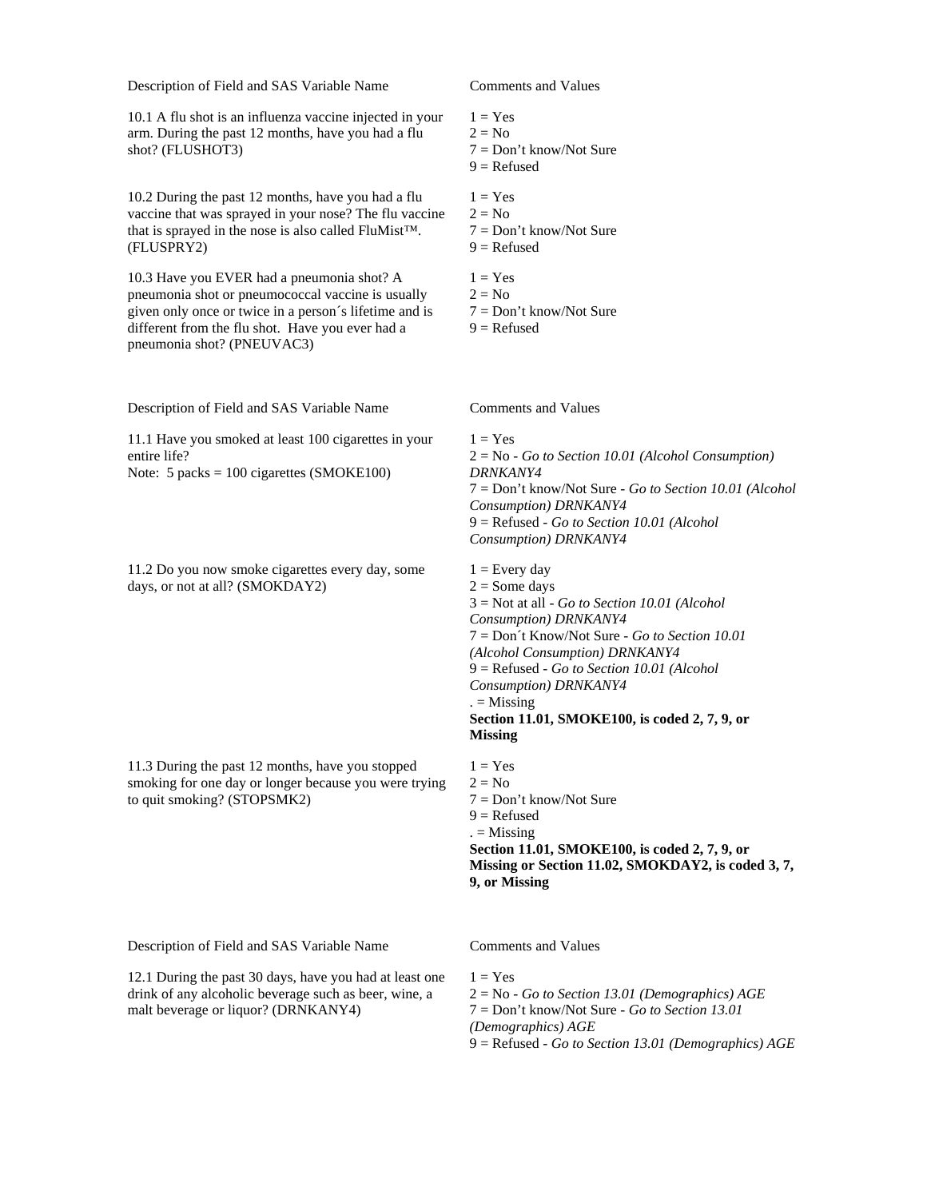| Description of Field and SAS Variable Name | Comments and Values |
|---|---|
| 10.1 A flu shot is an influenza vaccine injected in your arm. During the past 12 months, have you had a flu shot? (FLUSHOT3) | 1 = Yes<br>2 = No<br>7 = Don’t know/Not Sure<br>9 = Refused |
| 10.2 During the past 12 months, have you had a flu vaccine that was sprayed in your nose? The flu vaccine that is sprayed in the nose is also called FluMist™. (FLUSPRY2) | 1 = Yes<br>2 = No<br>7 = Don’t know/Not Sure<br>9 = Refused |
| 10.3 Have you EVER had a pneumonia shot? A pneumonia shot or pneumococcal vaccine is usually given only once or twice in a person´s lifetime and is different from the flu shot. Have you ever had a pneumonia shot? (PNEUVAC3) | 1 = Yes<br>2 = No<br>7 = Don’t know/Not Sure<br>9 = Refused |

| Description of Field and SAS Variable Name | Comments and Values |
|---|---|
| 11.1 Have you smoked at least 100 cigarettes in your entire life?<br>Note: 5 packs = 100 cigarettes (SMOKE100) | 1 = Yes<br>2 = No - *Go to Section 10.01 (Alcohol Consumption) DRNKANY4*<br>7 = Don’t know/Not Sure - *Go to Section 10.01 (Alcohol Consumption) DRNKANY4*<br>9 = Refused - *Go to Section 10.01 (Alcohol Consumption) DRNKANY4* |
| 11.2 Do you now smoke cigarettes every day, some days, or not at all? (SMOKDAY2) | 1 = Every day<br>2 = Some days<br>3 = Not at all - *Go to Section 10.01 (Alcohol Consumption) DRNKANY4*<br>7 = Don´t Know/Not Sure - *Go to Section 10.01 (Alcohol Consumption) DRNKANY4*<br>9 = Refused - *Go to Section 10.01 (Alcohol Consumption) DRNKANY4*<br>. = Missing<br>**Section 11.01, SMOKE100, is coded 2, 7, 9, or Missing** |
| 11.3 During the past 12 months, have you stopped smoking for one day or longer because you were trying to quit smoking? (STOPSMK2) | 1 = Yes<br>2 = No<br>7 = Don’t know/Not Sure<br>9 = Refused<br>. = Missing<br>**Section 11.01, SMOKE100, is coded 2, 7, 9, or Missing or Section 11.02, SMOKDAY2, is coded 3, 7, 9, or Missing** |

| Description of Field and SAS Variable Name | Comments and Values |
|---|---|
| 12.1 During the past 30 days, have you had at least one drink of any alcoholic beverage such as beer, wine, a malt beverage or liquor? (DRNKANY4) | 1 = Yes<br>2 = No - *Go to Section 13.01 (Demographics) AGE*<br>7 = Don’t know/Not Sure - *Go to Section 13.01 (Demographics) AGE*<br>9 = Refused - *Go to Section 13.01 (Demographics) AGE* |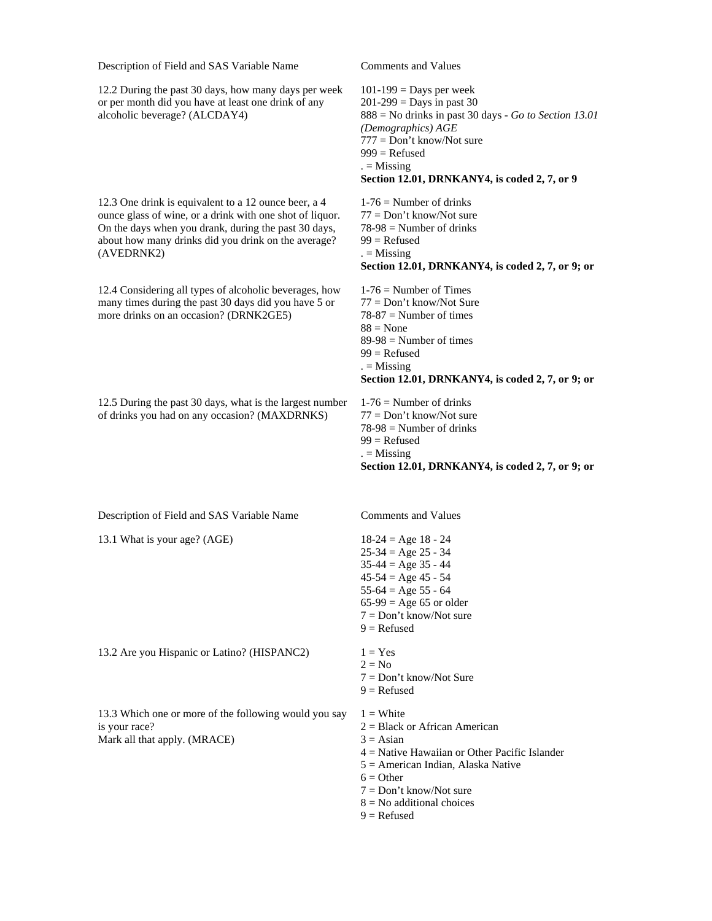| Description of Field and SAS Variable Name | Comments and Values |
|---|---|
| 12.2 During the past 30 days, how many days per week or per month did you have at least one drink of any alcoholic beverage? (ALCDAY4) | 101-199 = Days per week<br>201-299 = Days in past 30<br>888 = No drinks in past 30 days - *Go to Section 13.01 (Demographics) AGE*<br>777 = Don't know/Not sure<br>999 = Refused<br>. = Missing<br>**Section 12.01, DRNKANY4, is coded 2, 7, or 9** |
| 12.3 One drink is equivalent to a 12 ounce beer, a 4 ounce glass of wine, or a drink with one shot of liquor. On the days when you drank, during the past 30 days, about how many drinks did you drink on the average? (AVEDRNK2) | 1-76 = Number of drinks<br>77 = Don't know/Not sure<br>78-98 = Number of drinks<br>99 = Refused<br>. = Missing<br>**Section 12.01, DRNKANY4, is coded 2, 7, or 9; or** |
| 12.4 Considering all types of alcoholic beverages, how many times during the past 30 days did you have 5 or more drinks on an occasion? (DRNK2GE5) | 1-76 = Number of Times<br>77 = Don't know/Not Sure<br>78-87 = Number of times<br>88 = None<br>89-98 = Number of times<br>99 = Refused<br>. = Missing<br>**Section 12.01, DRNKANY4, is coded 2, 7, or 9; or** |
| 12.5 During the past 30 days, what is the largest number of drinks you had on any occasion? (MAXDRNKS) | 1-76 = Number of drinks<br>77 = Don't know/Not sure<br>78-98 = Number of drinks<br>99 = Refused<br>. = Missing<br>**Section 12.01, DRNKANY4, is coded 2, 7, or 9; or** |

| Description of Field and SAS Variable Name | Comments and Values |
|---|---|
| 13.1 What is your age? (AGE) | 18-24 = Age 18 - 24<br>25-34 = Age 25 - 34<br>35-44 = Age 35 - 44<br>45-54 = Age 45 - 54<br>55-64 = Age 55 - 64<br>65-99 = Age 65 or older<br>7 = Don't know/Not sure<br>9 = Refused |
| 13.2 Are you Hispanic or Latino? (HISPANC2) | 1 = Yes<br>2 = No<br>7 = Don't know/Not Sure<br>9 = Refused |
| 13.3 Which one or more of the following would you say is your race?<br>Mark all that apply. (MRACE) | 1 = White<br>2 = Black or African American<br>3 = Asian<br>4 = Native Hawaiian or Other Pacific Islander<br>5 = American Indian, Alaska Native<br>6 = Other<br>7 = Don't know/Not sure<br>8 = No additional choices<br>9 = Refused |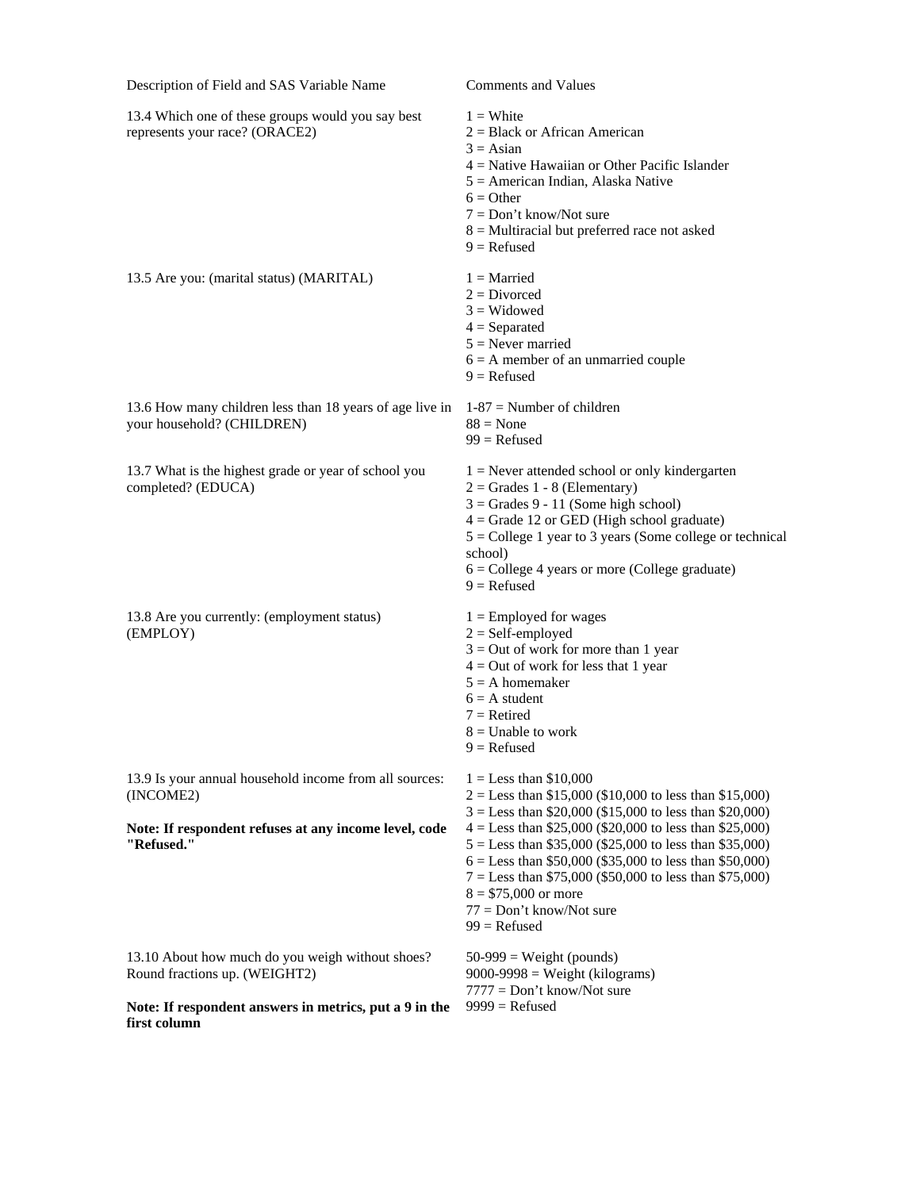| Description of Field and SAS Variable Name | Comments and Values |
| --- | --- |
| 13.4 Which one of these groups would you say best represents your race? (ORACE2) | 1 = White<br>2 = Black or African American<br>3 = Asian<br>4 = Native Hawaiian or Other Pacific Islander<br>5 = American Indian, Alaska Native<br>6 = Other<br>7 = Don't know/Not sure<br>8 = Multiracial but preferred race not asked<br>9 = Refused |
| 13.5 Are you: (marital status) (MARITAL) | 1 = Married<br>2 = Divorced<br>3 = Widowed<br>4 = Separated<br>5 = Never married<br>6 = A member of an unmarried couple<br>9 = Refused |
| 13.6 How many children less than 18 years of age live in your household? (CHILDREN) | 1-87 = Number of children<br>88 = None<br>99 = Refused |
| 13.7 What is the highest grade or year of school you completed? (EDUCA) | 1 = Never attended school or only kindergarten<br>2 = Grades 1 - 8 (Elementary)<br>3 = Grades 9 - 11 (Some high school)<br>4 = Grade 12 or GED (High school graduate)<br>5 = College 1 year to 3 years (Some college or technical school)<br>6 = College 4 years or more (College graduate)<br>9 = Refused |
| 13.8 Are you currently: (employment status) (EMPLOY) | 1 = Employed for wages<br>2 = Self-employed<br>3 = Out of work for more than 1 year<br>4 = Out of work for less that 1 year<br>5 = A homemaker<br>6 = A student<br>7 = Retired<br>8 = Unable to work<br>9 = Refused |
| 13.9 Is your annual household income from all sources: (INCOME2)<br><br>**Note: If respondent refuses at any income level, code "Refused."** | 1 = Less than $10,000<br>2 = Less than $15,000 ($10,000 to less than $15,000)<br>3 = Less than $20,000 ($15,000 to less than $20,000)<br>4 = Less than $25,000 ($20,000 to less than $25,000)<br>5 = Less than $35,000 ($25,000 to less than $35,000)<br>6 = Less than $50,000 ($35,000 to less than $50,000)<br>7 = Less than $75,000 ($50,000 to less than $75,000)<br>8 = $75,000 or more<br>77 = Don't know/Not sure<br>99 = Refused |
| 13.10 About how much do you weigh without shoes? Round fractions up. (WEIGHT2)<br><br>**Note: If respondent answers in metrics, put a 9 in the first column** | 50-999 = Weight (pounds)<br>9000-9998 = Weight (kilograms)<br>7777 = Don't know/Not sure<br>9999 = Refused |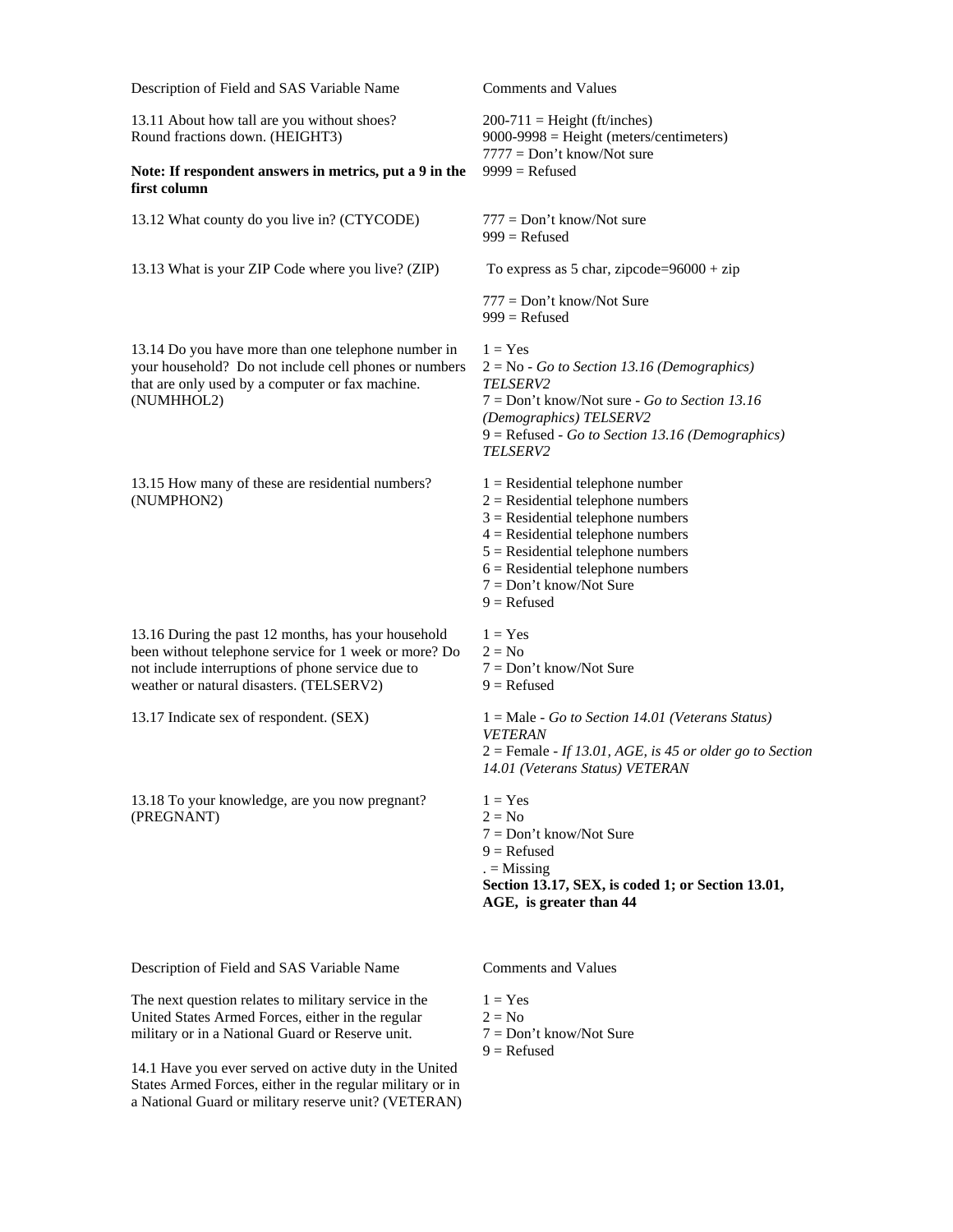| Description of Field and SAS Variable Name | Comments and Values |
|---|---|
| 13.11 About how tall are you without shoes? Round fractions down. (HEIGHT3)<br><br>**Note: If respondent answers in metrics, put a 9 in the first column** | 200-711 = Height (ft/inches)<br>9000-9998 = Height (meters/centimeters)<br>7777 = Don't know/Not sure<br>9999 = Refused |
| 13.12 What county do you live in? (CTYCODE) | 777 = Don't know/Not sure<br>999 = Refused |
| 13.13 What is your ZIP Code where you live? (ZIP) | To express as 5 char, zipcode=96000 + zip<br><br>777 = Don't know/Not Sure<br>999 = Refused |
| 13.14 Do you have more than one telephone number in your household? Do not include cell phones or numbers that are only used by a computer or fax machine. (NUMHHOL2) | 1 = Yes<br>2 = No - *Go to Section 13.16 (Demographics) TELSERV2*<br>7 = Don't know/Not sure - *Go to Section 13.16 (Demographics) TELSERV2*<br>9 = Refused - *Go to Section 13.16 (Demographics) TELSERV2* |
| 13.15 How many of these are residential numbers? (NUMPHON2) | 1 = Residential telephone number<br>2 = Residential telephone numbers<br>3 = Residential telephone numbers<br>4 = Residential telephone numbers<br>5 = Residential telephone numbers<br>6 = Residential telephone numbers<br>7 = Don't know/Not Sure<br>9 = Refused |
| 13.16 During the past 12 months, has your household been without telephone service for 1 week or more? Do not include interruptions of phone service due to weather or natural disasters. (TELSERV2) | 1 = Yes<br>2 = No<br>7 = Don't know/Not Sure<br>9 = Refused |
| 13.17 Indicate sex of respondent. (SEX) | 1 = Male - *Go to Section 14.01 (Veterans Status) VETERAN*<br>2 = Female - *If 13.01, AGE, is 45 or older go to Section 14.01 (Veterans Status) VETERAN* |
| 13.18 To your knowledge, are you now pregnant? (PREGNANT) | 1 = Yes<br>2 = No<br>7 = Don't know/Not Sure<br>9 = Refused<br>. = Missing<br>**Section 13.17, SEX, is coded 1; or Section 13.01, AGE, is greater than 44** |

| Description of Field and SAS Variable Name | Comments and Values |
|---|---|
| The next question relates to military service in the United States Armed Forces, either in the regular military or in a National Guard or Reserve unit.<br><br>14.1 Have you ever served on active duty in the United States Armed Forces, either in the regular military or in a National Guard or military reserve unit? (VETERAN) | 1 = Yes<br>2 = No<br>7 = Don't know/Not Sure<br>9 = Refused |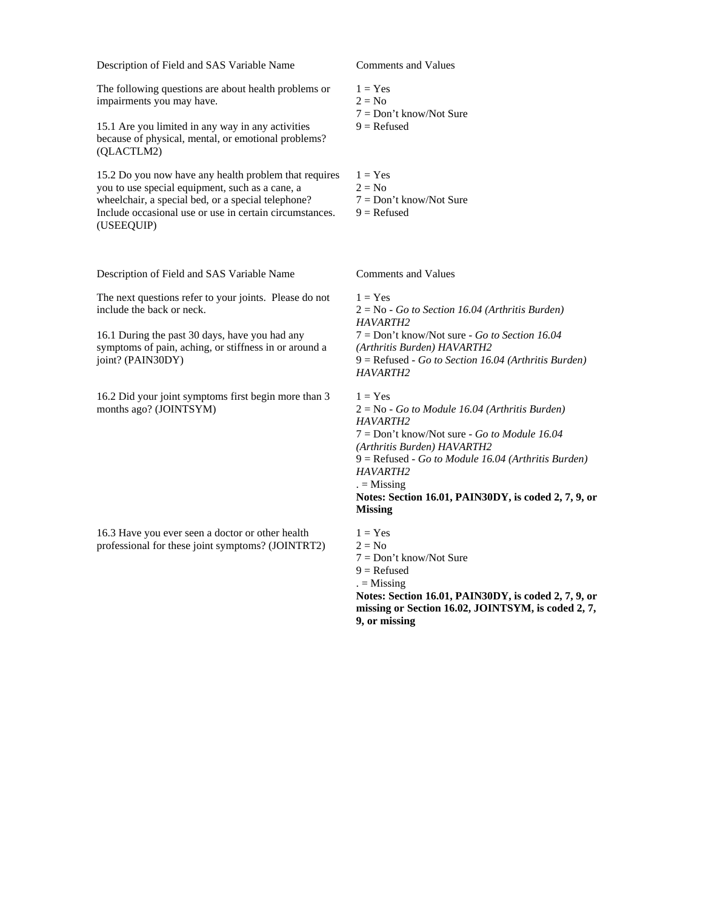| Description of Field and SAS Variable Name | Comments and Values |
|---|---|
| The following questions are about health problems or impairments you may have.<br><br>15.1 Are you limited in any way in any activities because of physical, mental, or emotional problems? (QLACTLM2) | 1 = Yes<br>2 = No<br>7 = Don't know/Not Sure<br>9 = Refused |
| 15.2 Do you now have any health problem that requires you to use special equipment, such as a cane, a wheelchair, a special bed, or a special telephone? Include occasional use or use in certain circumstances. (USEEQUIP) | 1 = Yes<br>2 = No<br>7 = Don't know/Not Sure<br>9 = Refused |

| Description of Field and SAS Variable Name | Comments and Values |
|---|---|
| The next questions refer to your joints. Please do not include the back or neck.<br><br>16.1 During the past 30 days, have you had any symptoms of pain, aching, or stiffness in or around a joint? (PAIN30DY) | 1 = Yes<br>2 = No - *Go to Section 16.04 (Arthritis Burden) HAVARTH2*<br>7 = Don't know/Not sure - *Go to Section 16.04 (Arthritis Burden) HAVARTH2*<br>9 = Refused - *Go to Section 16.04 (Arthritis Burden) HAVARTH2* |
| 16.2 Did your joint symptoms first begin more than 3 months ago? (JOINTSYM) | 1 = Yes<br>2 = No - *Go to Module 16.04 (Arthritis Burden) HAVARTH2*<br>7 = Don't know/Not sure - *Go to Module 16.04 (Arthritis Burden) HAVARTH2*<br>9 = Refused - *Go to Module 16.04 (Arthritis Burden) HAVARTH2*<br>. = Missing<br>**Notes: Section 16.01, PAIN30DY, is coded 2, 7, 9, or Missing** |
| 16.3 Have you ever seen a doctor or other health professional for these joint symptoms? (JOINTRT2) | 1 = Yes<br>2 = No<br>7 = Don't know/Not Sure<br>9 = Refused<br>. = Missing<br>**Notes: Section 16.01, PAIN30DY, is coded 2, 7, 9, or missing or Section 16.02, JOINTSYM, is coded 2, 7, 9, or missing** |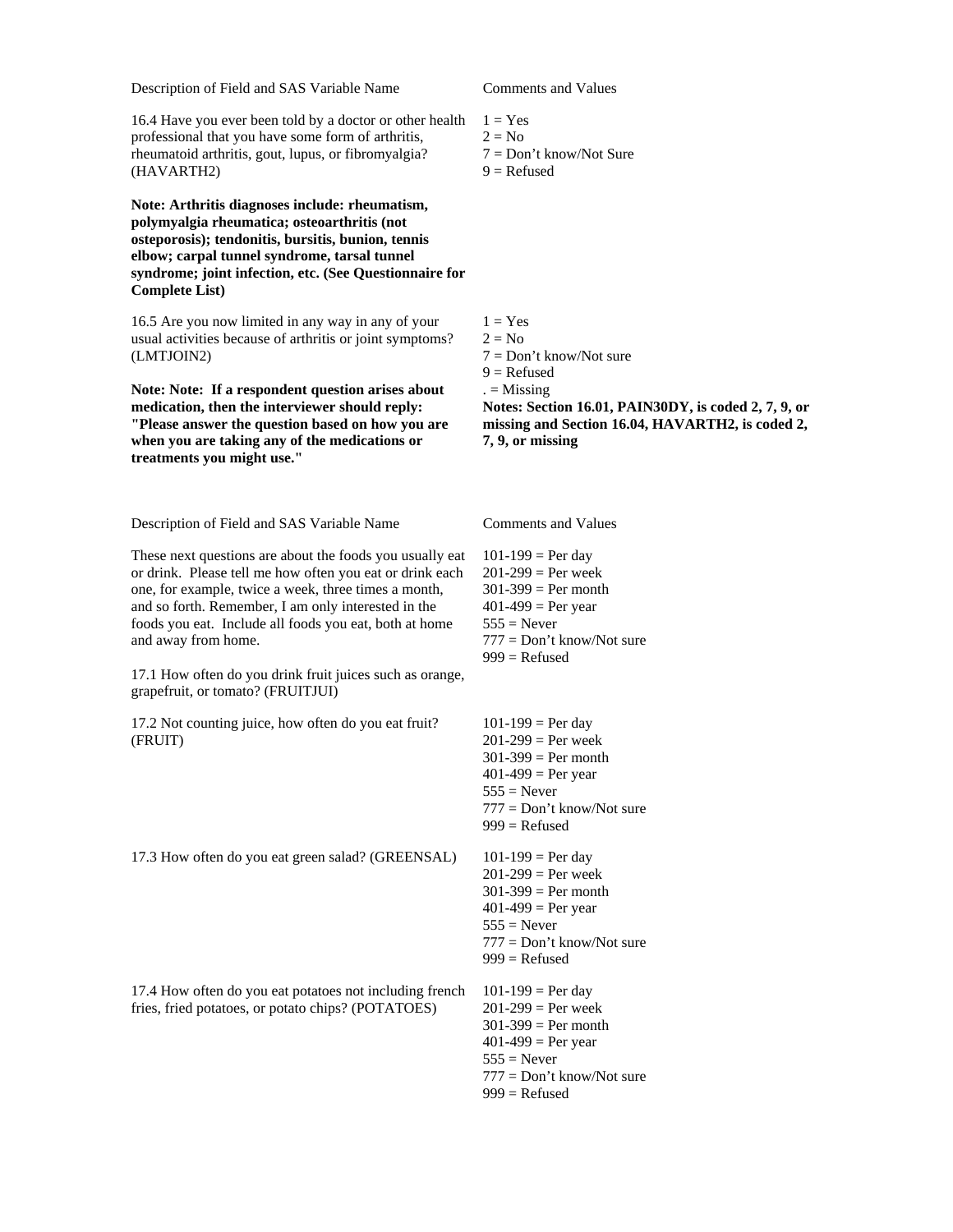| Description of Field and SAS Variable Name | Comments and Values |
|---|---|
| 16.4 Have you ever been told by a doctor or other health professional that you have some form of arthritis, rheumatoid arthritis, gout, lupus, or fibromyalgia? (HAVARTH2)<br><br>**Note: Arthritis diagnoses include: rheumatism, polymyalgia rheumatica; osteoarthritis (not osteporosis); tendonitis, bursitis, bunion, tennis elbow; carpal tunnel syndrome, tarsal tunnel syndrome; joint infection, etc. (See Questionnaire for Complete List)** | 1 = Yes<br>2 = No<br>7 = Don't know/Not Sure<br>9 = Refused |
| 16.5 Are you now limited in any way in any of your usual activities because of arthritis or joint symptoms? (LMTJOIN2)<br><br>**Note: Note: If a respondent question arises about medication, then the interviewer should reply: "Please answer the question based on how you are when you are taking any of the medications or treatments you might use."** | 1 = Yes<br>2 = No<br>7 = Don't know/Not sure<br>9 = Refused<br>. = Missing<br>**Notes: Section 16.01, PAIN30DY, is coded 2, 7, 9, or missing and Section 16.04, HAVARTH2, is coded 2, 7, 9, or missing** |

| Description of Field and SAS Variable Name | Comments and Values |
|---|---|
| These next questions are about the foods you usually eat or drink. Please tell me how often you eat or drink each one, for example, twice a week, three times a month, and so forth. Remember, I am only interested in the foods you eat. Include all foods you eat, both at home and away from home.<br><br>17.1 How often do you drink fruit juices such as orange, grapefruit, or tomato? (FRUITJUI) | 101-199 = Per day<br>201-299 = Per week<br>301-399 = Per month<br>401-499 = Per year<br>555 = Never<br>777 = Don't know/Not sure<br>999 = Refused |
| 17.2 Not counting juice, how often do you eat fruit? (FRUIT) | 101-199 = Per day<br>201-299 = Per week<br>301-399 = Per month<br>401-499 = Per year<br>555 = Never<br>777 = Don't know/Not sure<br>999 = Refused |
| 17.3 How often do you eat green salad? (GREENSAL) | 101-199 = Per day<br>201-299 = Per week<br>301-399 = Per month<br>401-499 = Per year<br>555 = Never<br>777 = Don't know/Not sure<br>999 = Refused |
| 17.4 How often do you eat potatoes not including french fries, fried potatoes, or potato chips? (POTATOES) | 101-199 = Per day<br>201-299 = Per week<br>301-399 = Per month<br>401-499 = Per year<br>555 = Never<br>777 = Don't know/Not sure<br>999 = Refused |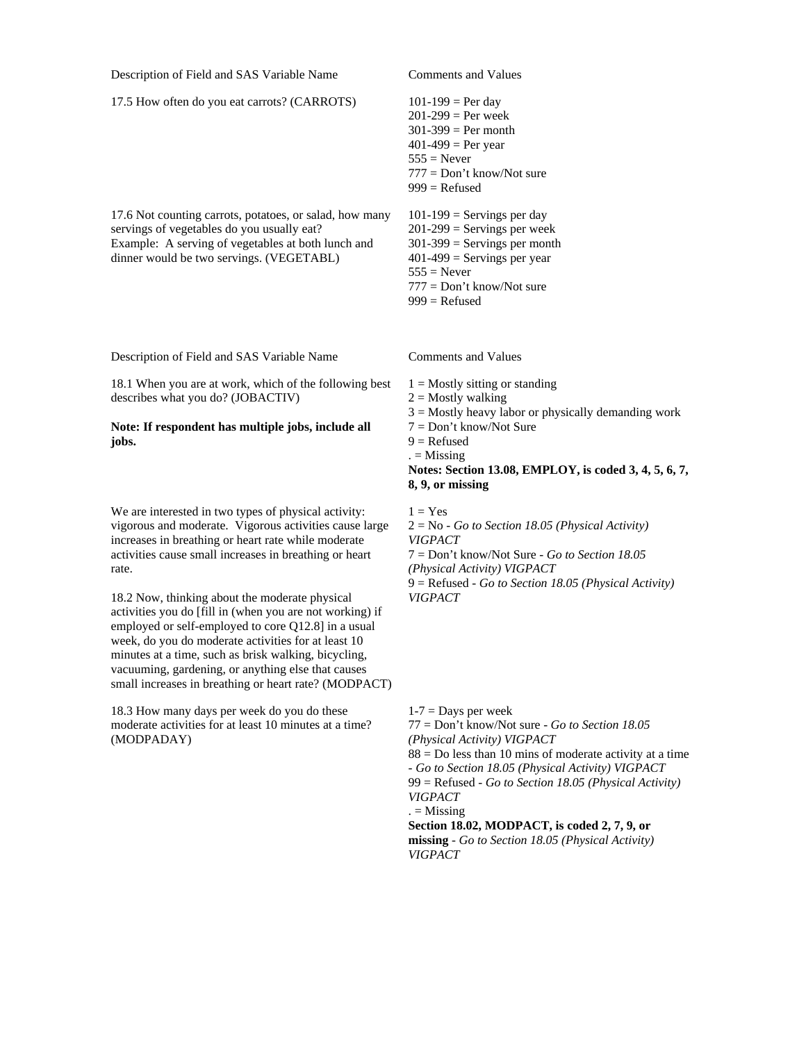| Description of Field and SAS Variable Name | Comments and Values |
|---|---|
| 17.5 How often do you eat carrots? (CARROTS) | 101-199 = Per day<br>201-299 = Per week<br>301-399 = Per month<br>401-499 = Per year<br>555 = Never<br>777 = Don't know/Not sure<br>999 = Refused |
| 17.6 Not counting carrots, potatoes, or salad, how many servings of vegetables do you usually eat?<br>Example: A serving of vegetables at both lunch and dinner would be two servings. (VEGETABL) | 101-199 = Servings per day<br>201-299 = Servings per week<br>301-399 = Servings per month<br>401-499 = Servings per year<br>555 = Never<br>777 = Don't know/Not sure<br>999 = Refused |

| Description of Field and SAS Variable Name | Comments and Values |
|---|---|
| 18.1 When you are at work, which of the following best describes what you do? (JOBACTIV)<br><br>**Note: If respondent has multiple jobs, include all jobs.** | 1 = Mostly sitting or standing<br>2 = Mostly walking<br>3 = Mostly heavy labor or physically demanding work<br>7 = Don't know/Not Sure<br>9 = Refused<br>. = Missing<br>**Notes: Section 13.08, EMPLOY, is coded 3, 4, 5, 6, 7, 8, 9, or missing** |
| We are interested in two types of physical activity: vigorous and moderate. Vigorous activities cause large increases in breathing or heart rate while moderate activities cause small increases in breathing or heart rate.<br><br>18.2 Now, thinking about the moderate physical activities you do [fill in (when you are not working) if employed or self-employed to core Q12.8] in a usual week, do you do moderate activities for at least 10 minutes at a time, such as brisk walking, bicycling, vacuuming, gardening, or anything else that causes small increases in breathing or heart rate? (MODPACT) | 1 = Yes<br>2 = No - *Go to Section 18.05 (Physical Activity) VIGPACT*<br>7 = Don't know/Not Sure - *Go to Section 18.05 (Physical Activity) VIGPACT*<br>9 = Refused - *Go to Section 18.05 (Physical Activity) VIGPACT* |
| 18.3 How many days per week do you do these moderate activities for at least 10 minutes at a time? (MODPADAY) | 1-7 = Days per week<br>77 = Don't know/Not sure - *Go to Section 18.05 (Physical Activity) VIGPACT*<br>88 = Do less than 10 mins of moderate activity at a time - *Go to Section 18.05 (Physical Activity) VIGPACT*<br>99 = Refused - *Go to Section 18.05 (Physical Activity) VIGPACT*<br>. = Missing<br>**Section 18.02, MODPACT, is coded 2, 7, 9, or missing** - *Go to Section 18.05 (Physical Activity) VIGPACT* |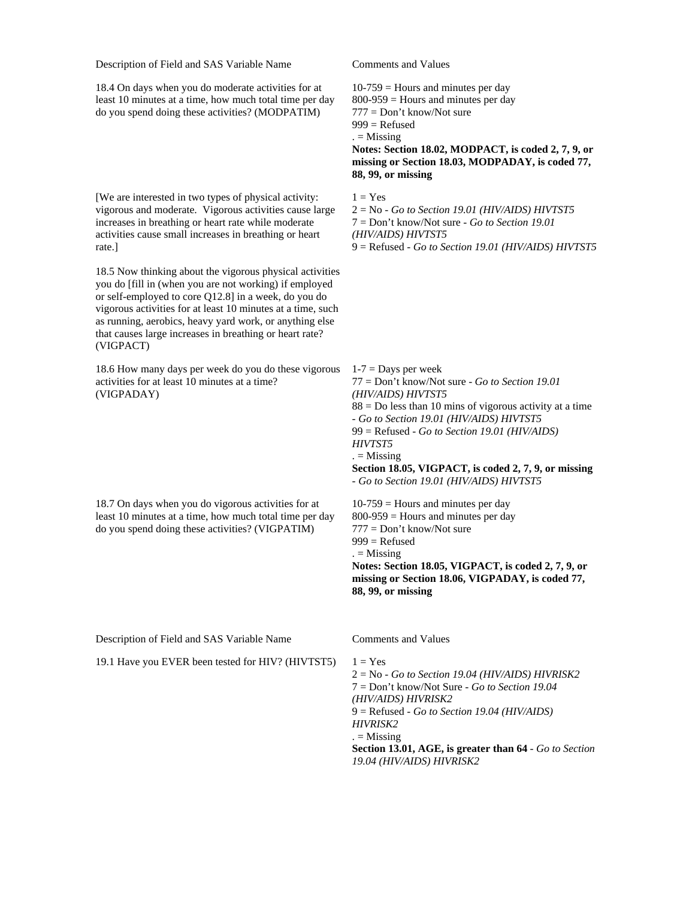| Description of Field and SAS Variable Name | Comments and Values |
| --- | --- |
| 18.4 On days when you do moderate activities for at least 10 minutes at a time, how much total time per day do you spend doing these activities? (MODPATIM) | 10-759 = Hours and minutes per day<br>800-959 = Hours and minutes per day<br>777 = Don't know/Not sure<br>999 = Refused<br>. = Missing<br>**Notes: Section 18.02, MODPACT, is coded 2, 7, 9, or missing or Section 18.03, MODPADAY, is coded 77, 88, 99, or missing** |
| [We are interested in two types of physical activity: vigorous and moderate. Vigorous activities cause large increases in breathing or heart rate while moderate activities cause small increases in breathing or heart rate.]<br><br>18.5 Now thinking about the vigorous physical activities you do [fill in (when you are not working) if employed or self-employed to core Q12.8] in a week, do you do vigorous activities for at least 10 minutes at a time, such as running, aerobics, heavy yard work, or anything else that causes large increases in breathing or heart rate? (VIGPACT) | 1 = Yes<br>2 = No - *Go to Section 19.01 (HIV/AIDS) HIVTST5*<br>7 = Don't know/Not sure - *Go to Section 19.01 (HIV/AIDS) HIVTST5*<br>9 = Refused - *Go to Section 19.01 (HIV/AIDS) HIVTST5* |
| 18.6 How many days per week do you do these vigorous activities for at least 10 minutes at a time? (VIGPADAY) | 1-7 = Days per week<br>77 = Don't know/Not sure - *Go to Section 19.01 (HIV/AIDS) HIVTST5*<br>88 = Do less than 10 mins of vigorous activity at a time - *Go to Section 19.01 (HIV/AIDS) HIVTST5*<br>99 = Refused - *Go to Section 19.01 (HIV/AIDS) HIVTST5*<br>. = Missing<br>**Section 18.05, VIGPACT, is coded 2, 7, 9, or missing** - *Go to Section 19.01 (HIV/AIDS) HIVTST5* |
| 18.7 On days when you do vigorous activities for at least 10 minutes at a time, how much total time per day do you spend doing these activities? (VIGPATIM) | 10-759 = Hours and minutes per day<br>800-959 = Hours and minutes per day<br>777 = Don't know/Not sure<br>999 = Refused<br>. = Missing<br>**Notes: Section 18.05, VIGPACT, is coded 2, 7, 9, or missing or Section 18.06, VIGPADAY, is coded 77, 88, 99, or missing** |

| Description of Field and SAS Variable Name | Comments and Values |
| --- | --- |
| 19.1 Have you EVER been tested for HIV? (HIVTST5) | 1 = Yes<br>2 = No - *Go to Section 19.04 (HIV/AIDS) HIVRISK2*<br>7 = Don't know/Not Sure - *Go to Section 19.04 (HIV/AIDS) HIVRISK2*<br>9 = Refused - *Go to Section 19.04 (HIV/AIDS) HIVRISK2*<br>. = Missing<br>**Section 13.01, AGE, is greater than 64** - *Go to Section 19.04 (HIV/AIDS) HIVRISK2* |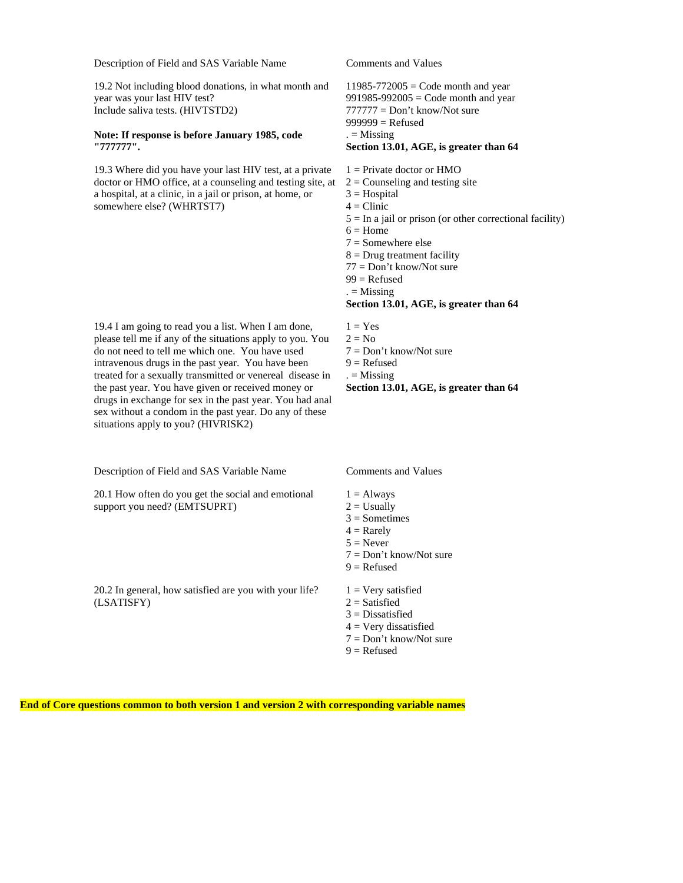| Description of Field and SAS Variable Name | Comments and Values |
| --- | --- |
| 19.2 Not including blood donations, in what month and year was your last HIV test? Include saliva tests. (HIVTSTD2) **Note: If response is before January 1985, code "777777".** | 11985-772005 = Code month and year<br>991985-992005 = Code month and year<br>777777 = Don't know/Not sure<br>999999 = Refused<br>. = Missing<br>**Section 13.01, AGE, is greater than 64** |
| 19.3 Where did you have your last HIV test, at a private doctor or HMO office, at a counseling and testing site, at a hospital, at a clinic, in a jail or prison, at home, or somewhere else? (WHRTST7) | 1 = Private doctor or HMO<br>2 = Counseling and testing site<br>3 = Hospital<br>4 = Clinic<br>5 = In a jail or prison (or other correctional facility)<br>6 = Home<br>7 = Somewhere else<br>8 = Drug treatment facility<br>77 = Don't know/Not sure<br>99 = Refused<br>. = Missing<br>**Section 13.01, AGE, is greater than 64** |
| 19.4 I am going to read you a list. When I am done, please tell me if any of the situations apply to you. You do not need to tell me which one. You have used intravenous drugs in the past year. You have been treated for a sexually transmitted or venereal disease in the past year. You have given or received money or drugs in exchange for sex in the past year. You had anal sex without a condom in the past year. Do any of these situations apply to you? (HIVRISK2) | 1 = Yes<br>2 = No<br>7 = Don't know/Not sure<br>9 = Refused<br>. = Missing<br>**Section 13.01, AGE, is greater than 64** |

| Description of Field and SAS Variable Name | Comments and Values |
| --- | --- |
| 20.1 How often do you get the social and emotional support you need? (EMTSUPRT) | 1 = Always<br>2 = Usually<br>3 = Sometimes<br>4 = Rarely<br>5 = Never<br>7 = Don't know/Not sure<br>9 = Refused |
| 20.2 In general, how satisfied are you with your life? (LSATISFY) | 1 = Very satisfied<br>2 = Satisfied<br>3 = Dissatisfied<br>4 = Very dissatisfied<br>7 = Don't know/Not sure<br>9 = Refused |

**End of Core questions common to both version 1 and version 2 with corresponding variable names**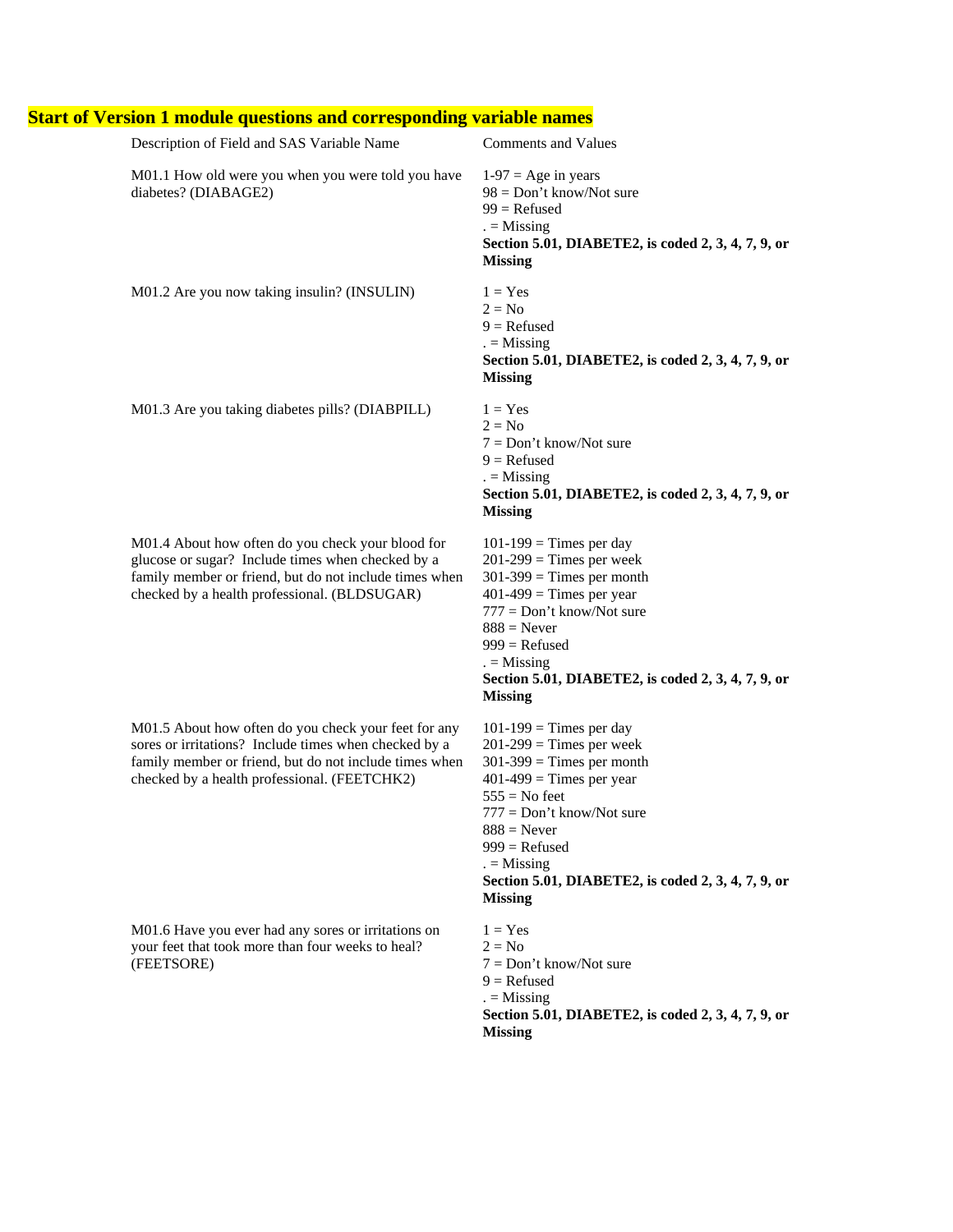## Start of Version 1 module questions and corresponding variable names

| Description of Field and SAS Variable Name | Comments and Values |
| --- | --- |
| M01.1 How old were you when you were told you have diabetes? (DIABAGE2) | 1-97 = Age in years<br>98 = Don't know/Not sure<br>99 = Refused<br>. = Missing<br>**Section 5.01, DIABETE2, is coded 2, 3, 4, 7, 9, or Missing** |
| M01.2 Are you now taking insulin? (INSULIN) | 1 = Yes<br>2 = No<br>9 = Refused<br>. = Missing<br>**Section 5.01, DIABETE2, is coded 2, 3, 4, 7, 9, or Missing** |
| M01.3 Are you taking diabetes pills? (DIABPILL) | 1 = Yes<br>2 = No<br>7 = Don't know/Not sure<br>9 = Refused<br>. = Missing<br>**Section 5.01, DIABETE2, is coded 2, 3, 4, 7, 9, or Missing** |
| M01.4 About how often do you check your blood for glucose or sugar? Include times when checked by a family member or friend, but do not include times when checked by a health professional. (BLDSUGAR) | 101-199 = Times per day<br>201-299 = Times per week<br>301-399 = Times per month<br>401-499 = Times per year<br>777 = Don't know/Not sure<br>888 = Never<br>999 = Refused<br>. = Missing<br>**Section 5.01, DIABETE2, is coded 2, 3, 4, 7, 9, or Missing** |
| M01.5 About how often do you check your feet for any sores or irritations? Include times when checked by a family member or friend, but do not include times when checked by a health professional. (FEETCHK2) | 101-199 = Times per day<br>201-299 = Times per week<br>301-399 = Times per month<br>401-499 = Times per year<br>555 = No feet<br>777 = Don't know/Not sure<br>888 = Never<br>999 = Refused<br>. = Missing<br>**Section 5.01, DIABETE2, is coded 2, 3, 4, 7, 9, or Missing** |
| M01.6 Have you ever had any sores or irritations on your feet that took more than four weeks to heal? (FEETSORE) | 1 = Yes<br>2 = No<br>7 = Don't know/Not sure<br>9 = Refused<br>. = Missing<br>**Section 5.01, DIABETE2, is coded 2, 3, 4, 7, 9, or Missing** |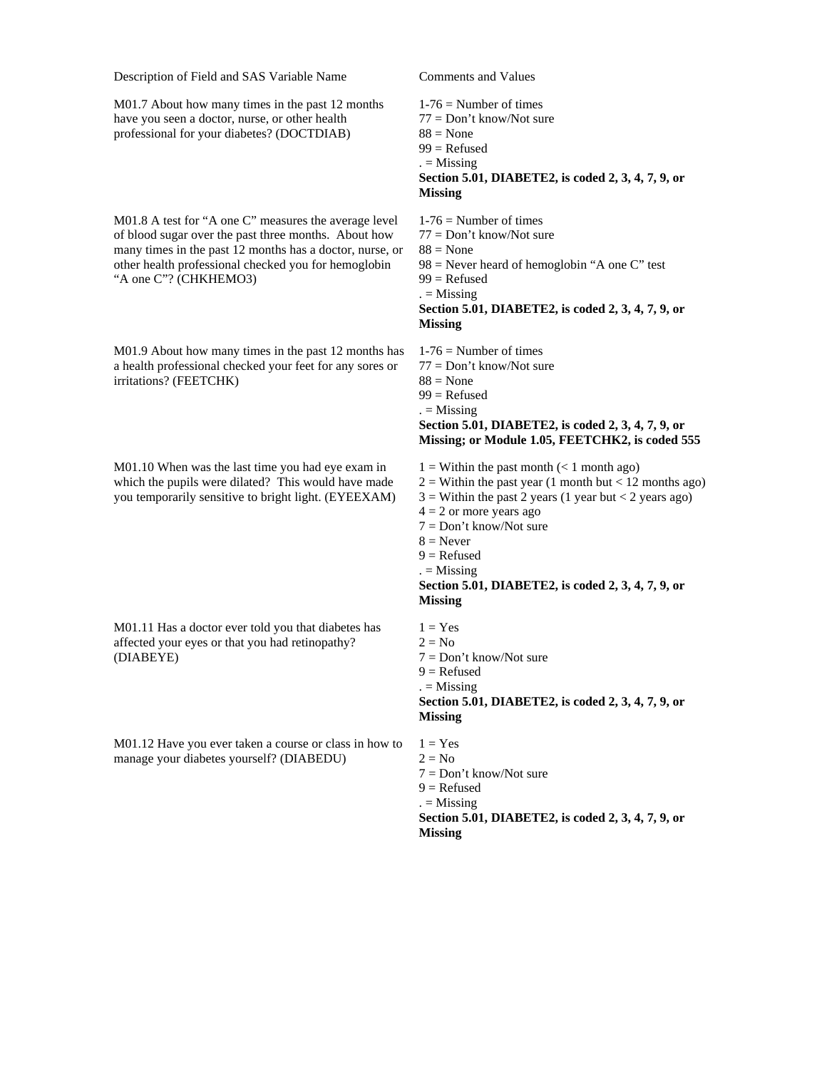| Description of Field and SAS Variable Name | Comments and Values |
| --- | --- |
| M01.7 About how many times in the past 12 months have you seen a doctor, nurse, or other health professional for your diabetes? (DOCTDIAB) | 1-76 = Number of times<br>77 = Don't know/Not sure<br>88 = None<br>99 = Refused<br>. = Missing<br>**Section 5.01, DIABETE2, is coded 2, 3, 4, 7, 9, or Missing** |
| M01.8 A test for "A one C" measures the average level of blood sugar over the past three months. About how many times in the past 12 months has a doctor, nurse, or other health professional checked you for hemoglobin "A one C"? (CHKHEMO3) | 1-76 = Number of times<br>77 = Don't know/Not sure<br>88 = None<br>98 = Never heard of hemoglobin "A one C" test<br>99 = Refused<br>. = Missing<br>**Section 5.01, DIABETE2, is coded 2, 3, 4, 7, 9, or Missing** |
| M01.9 About how many times in the past 12 months has a health professional checked your feet for any sores or irritations? (FEETCHK) | 1-76 = Number of times<br>77 = Don't know/Not sure<br>88 = None<br>99 = Refused<br>. = Missing<br>**Section 5.01, DIABETE2, is coded 2, 3, 4, 7, 9, or Missing; or Module 1.05, FEETCHK2, is coded 555** |
| M01.10 When was the last time you had eye exam in which the pupils were dilated? This would have made you temporarily sensitive to bright light. (EYEEXAM) | 1 = Within the past month (< 1 month ago)<br>2 = Within the past year (1 month but < 12 months ago)<br>3 = Within the past 2 years (1 year but < 2 years ago)<br>4 = 2 or more years ago<br>7 = Don't know/Not sure<br>8 = Never<br>9 = Refused<br>. = Missing<br>**Section 5.01, DIABETE2, is coded 2, 3, 4, 7, 9, or Missing** |
| M01.11 Has a doctor ever told you that diabetes has affected your eyes or that you had retinopathy? (DIABEYE) | 1 = Yes<br>2 = No<br>7 = Don't know/Not sure<br>9 = Refused<br>. = Missing<br>**Section 5.01, DIABETE2, is coded 2, 3, 4, 7, 9, or Missing** |
| M01.12 Have you ever taken a course or class in how to manage your diabetes yourself? (DIABEDU) | 1 = Yes<br>2 = No<br>7 = Don't know/Not sure<br>9 = Refused<br>. = Missing<br>**Section 5.01, DIABETE2, is coded 2, 3, 4, 7, 9, or Missing** |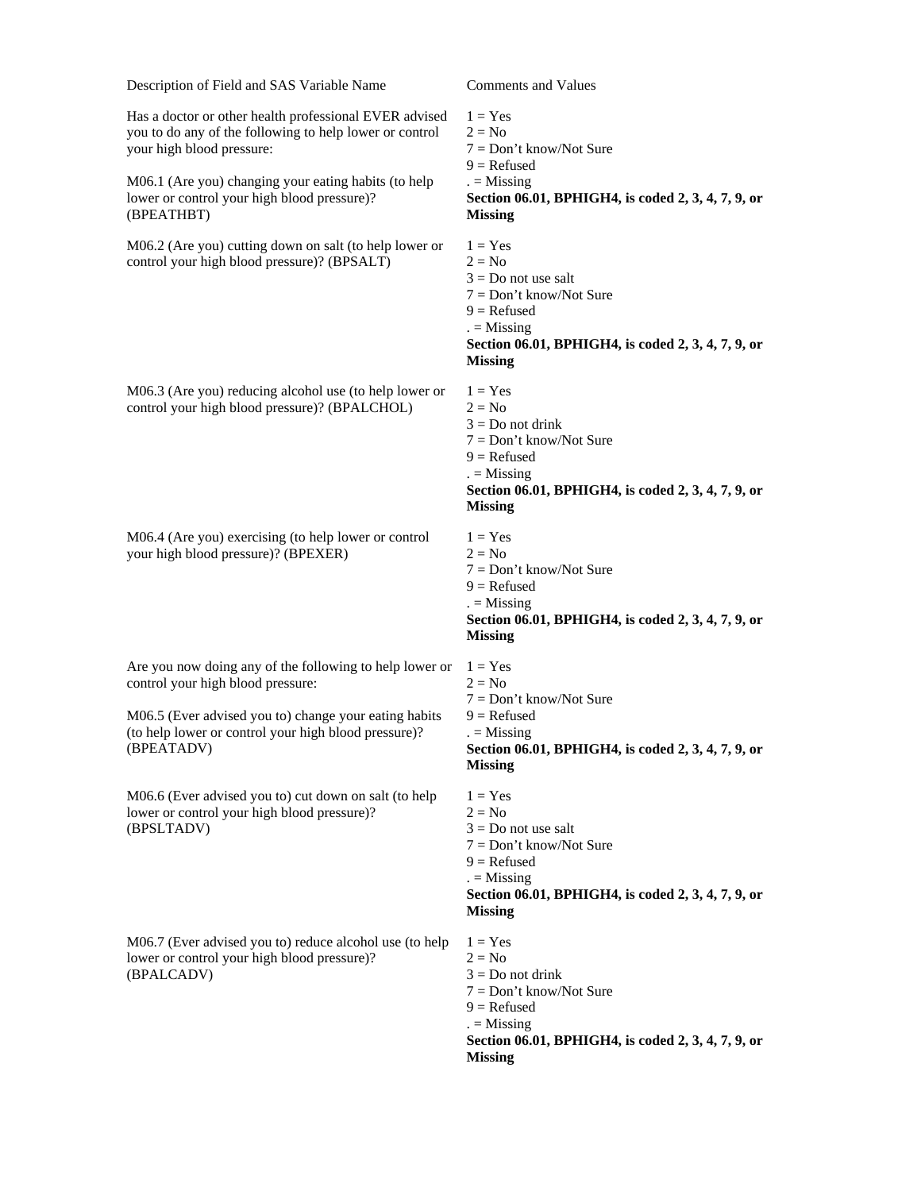| Description of Field and SAS Variable Name | Comments and Values |
|---|---|
| Has a doctor or other health professional EVER advised you to do any of the following to help lower or control your high blood pressure:<br><br>M06.1 (Are you) changing your eating habits (to help lower or control your high blood pressure)? (BPEATHBT) | 1 = Yes<br>2 = No<br>7 = Don't know/Not Sure<br>9 = Refused<br>. = Missing<br>**Section 06.01, BPHIGH4, is coded 2, 3, 4, 7, 9, or Missing** |
| M06.2 (Are you) cutting down on salt (to help lower or control your high blood pressure)? (BPSALT) | 1 = Yes<br>2 = No<br>3 = Do not use salt<br>7 = Don't know/Not Sure<br>9 = Refused<br>. = Missing<br>**Section 06.01, BPHIGH4, is coded 2, 3, 4, 7, 9, or Missing** |
| M06.3 (Are you) reducing alcohol use (to help lower or control your high blood pressure)? (BPALCHOL) | 1 = Yes<br>2 = No<br>3 = Do not drink<br>7 = Don't know/Not Sure<br>9 = Refused<br>. = Missing<br>**Section 06.01, BPHIGH4, is coded 2, 3, 4, 7, 9, or Missing** |
| M06.4 (Are you) exercising (to help lower or control your high blood pressure)? (BPEXER) | 1 = Yes<br>2 = No<br>7 = Don't know/Not Sure<br>9 = Refused<br>. = Missing<br>**Section 06.01, BPHIGH4, is coded 2, 3, 4, 7, 9, or Missing** |
| Are you now doing any of the following to help lower or control your high blood pressure:<br><br>M06.5 (Ever advised you to) change your eating habits (to help lower or control your high blood pressure)? (BPEATADV) | 1 = Yes<br>2 = No<br>7 = Don't know/Not Sure<br>9 = Refused<br>. = Missing<br>**Section 06.01, BPHIGH4, is coded 2, 3, 4, 7, 9, or Missing** |
| M06.6 (Ever advised you to) cut down on salt (to help lower or control your high blood pressure)? (BPSLTADV) | 1 = Yes<br>2 = No<br>3 = Do not use salt<br>7 = Don't know/Not Sure<br>9 = Refused<br>. = Missing<br>**Section 06.01, BPHIGH4, is coded 2, 3, 4, 7, 9, or Missing** |
| M06.7 (Ever advised you to) reduce alcohol use (to help lower or control your high blood pressure)? (BPALCADV) | 1 = Yes<br>2 = No<br>3 = Do not drink<br>7 = Don't know/Not Sure<br>9 = Refused<br>. = Missing<br>**Section 06.01, BPHIGH4, is coded 2, 3, 4, 7, 9, or Missing** |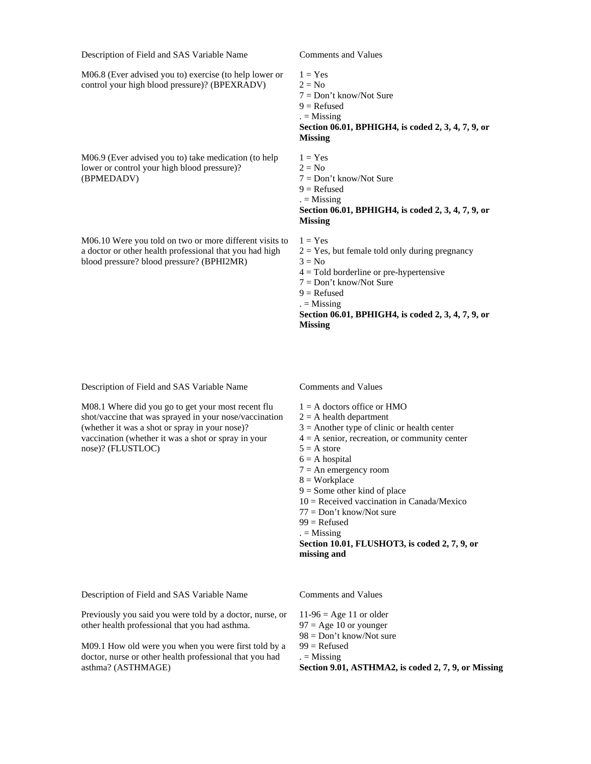| Description of Field and SAS Variable Name | Comments and Values |
|---|---|
| M06.8 (Ever advised you to) exercise (to help lower or control your high blood pressure)? (BPEXRADV) | 1 = Yes<br>2 = No<br>7 = Don't know/Not Sure<br>9 = Refused<br>. = Missing<br>**Section 06.01, BPHIGH4, is coded 2, 3, 4, 7, 9, or Missing** |
| M06.9 (Ever advised you to) take medication (to help lower or control your high blood pressure)? (BPMEDADV) | 1 = Yes<br>2 = No<br>7 = Don't know/Not Sure<br>9 = Refused<br>. = Missing<br>**Section 06.01, BPHIGH4, is coded 2, 3, 4, 7, 9, or Missing** |
| M06.10 Were you told on two or more different visits to a doctor or other health professional that you had high blood pressure? blood pressure? (BPHI2MR) | 1 = Yes<br>2 = Yes, but female told only during pregnancy<br>3 = No<br>4 = Told borderline or pre-hypertensive<br>7 = Don't know/Not Sure<br>9 = Refused<br>. = Missing<br>**Section 06.01, BPHIGH4, is coded 2, 3, 4, 7, 9, or Missing** |

| Description of Field and SAS Variable Name | Comments and Values |
|---|---|
| M08.1 Where did you go to get your most recent flu shot/vaccine that was sprayed in your nose/vaccination (whether it was a shot or spray in your nose)? vaccination (whether it was a shot or spray in your nose)? (FLUSTLOC) | 1 = A doctors office or HMO<br>2 = A health department<br>3 = Another type of clinic or health center<br>4 = A senior, recreation, or community center<br>5 = A store<br>6 = A hospital<br>7 = An emergency room<br>8 = Workplace<br>9 = Some other kind of place<br>10 = Received vaccination in Canada/Mexico<br>77 = Don't know/Not sure<br>99 = Refused<br>. = Missing<br>**Section 10.01, FLUSHOT3, is coded 2, 7, 9, or missing and** |

| Description of Field and SAS Variable Name | Comments and Values |
|---|---|
| Previously you said you were told by a doctor, nurse, or other health professional that you had asthma.<br><br>M09.1 How old were you when you were first told by a doctor, nurse or other health professional that you had asthma? (ASTHMAGE) | 11-96 = Age 11 or older<br>97 = Age 10 or younger<br>98 = Don't know/Not sure<br>99 = Refused<br>. = Missing<br>**Section 9.01, ASTHMA2, is coded 2, 7, 9, or Missing** |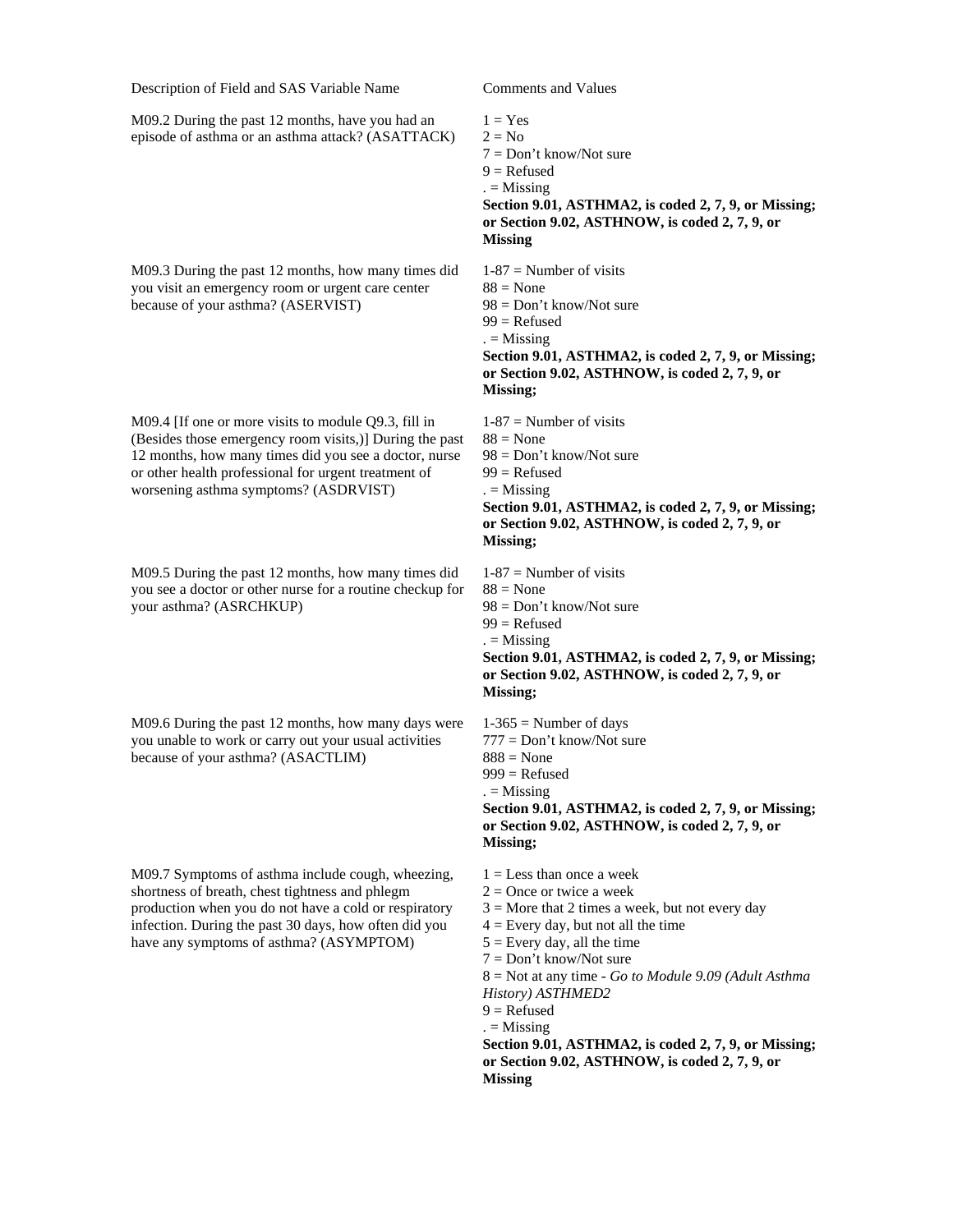| Description of Field and SAS Variable Name | Comments and Values |
|---|---|
| M09.2 During the past 12 months, have you had an episode of asthma or an asthma attack? (ASATTACK) | 1 = Yes<br>2 = No<br>7 = Don't know/Not sure<br>9 = Refused<br>. = Missing<br>**Section 9.01, ASTHMA2, is coded 2, 7, 9, or Missing; or Section 9.02, ASTHNOW, is coded 2, 7, 9, or Missing** |
| M09.3 During the past 12 months, how many times did you visit an emergency room or urgent care center because of your asthma? (ASERVIST) | 1-87 = Number of visits<br>88 = None<br>98 = Don't know/Not sure<br>99 = Refused<br>. = Missing<br>**Section 9.01, ASTHMA2, is coded 2, 7, 9, or Missing; or Section 9.02, ASTHNOW, is coded 2, 7, 9, or Missing;** |
| M09.4 [If one or more visits to module Q9.3, fill in (Besides those emergency room visits,)] During the past 12 months, how many times did you see a doctor, nurse or other health professional for urgent treatment of worsening asthma symptoms? (ASDRVIST) | 1-87 = Number of visits<br>88 = None<br>98 = Don't know/Not sure<br>99 = Refused<br>. = Missing<br>**Section 9.01, ASTHMA2, is coded 2, 7, 9, or Missing; or Section 9.02, ASTHNOW, is coded 2, 7, 9, or Missing;** |
| M09.5 During the past 12 months, how many times did you see a doctor or other nurse for a routine checkup for your asthma? (ASRCHKUP) | 1-87 = Number of visits<br>88 = None<br>98 = Don't know/Not sure<br>99 = Refused<br>. = Missing<br>**Section 9.01, ASTHMA2, is coded 2, 7, 9, or Missing; or Section 9.02, ASTHNOW, is coded 2, 7, 9, or Missing;** |
| M09.6 During the past 12 months, how many days were you unable to work or carry out your usual activities because of your asthma? (ASACTLIM) | 1-365 = Number of days<br>777 = Don't know/Not sure<br>888 = None<br>999 = Refused<br>. = Missing<br>**Section 9.01, ASTHMA2, is coded 2, 7, 9, or Missing; or Section 9.02, ASTHNOW, is coded 2, 7, 9, or Missing;** |
| M09.7 Symptoms of asthma include cough, wheezing, shortness of breath, chest tightness and phlegm production when you do not have a cold or respiratory infection. During the past 30 days, how often did you have any symptoms of asthma? (ASYMPTOM) | 1 = Less than once a week<br>2 = Once or twice a week<br>3 = More that 2 times a week, but not every day<br>4 = Every day, but not all the time<br>5 = Every day, all the time<br>7 = Don't know/Not sure<br>8 = Not at any time - *Go to Module 9.09 (Adult Asthma History) ASTHMED2*<br>9 = Refused<br>. = Missing<br>**Section 9.01, ASTHMA2, is coded 2, 7, 9, or Missing; or Section 9.02, ASTHNOW, is coded 2, 7, 9, or Missing** |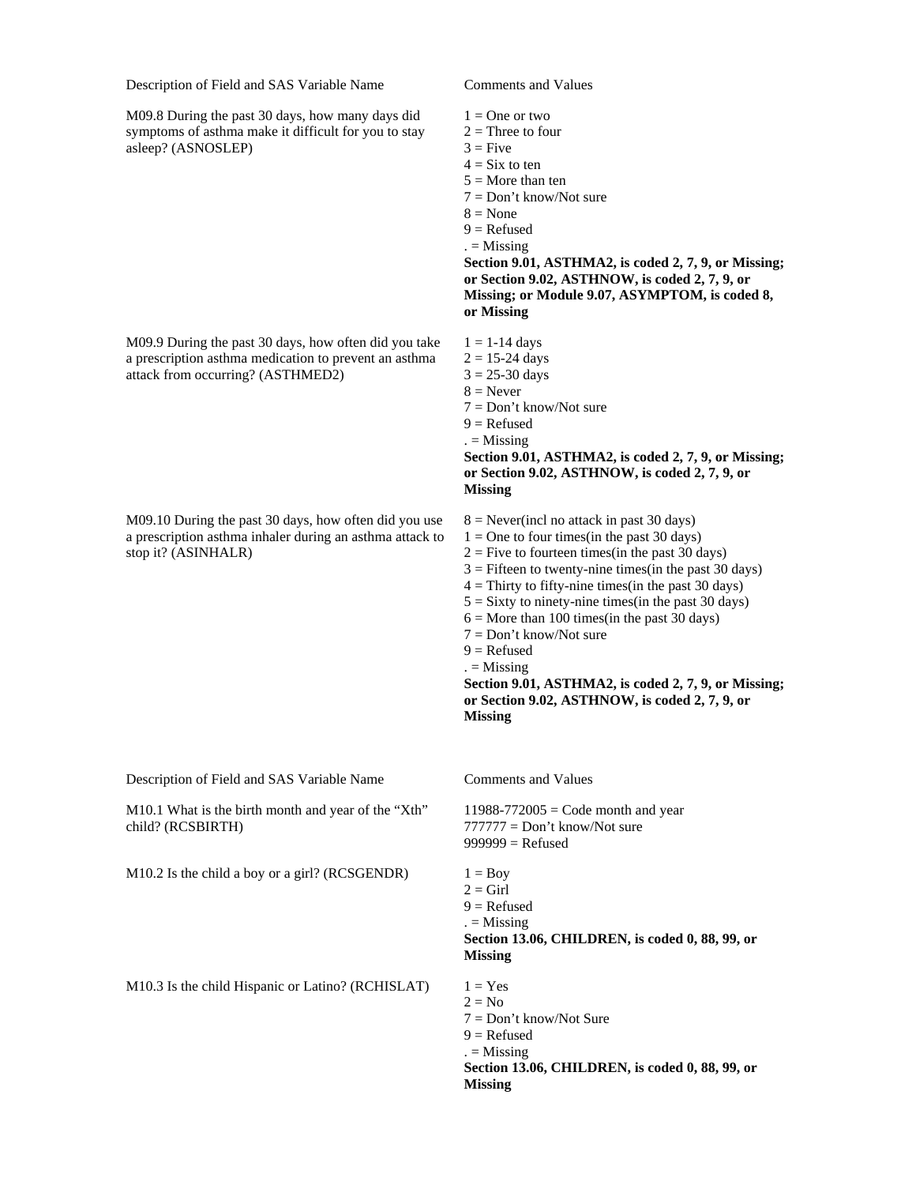| Description of Field and SAS Variable Name | Comments and Values |
|---|---|
| M09.8 During the past 30 days, how many days did symptoms of asthma make it difficult for you to stay asleep? (ASNOSLEP) | 1 = One or two<br>2 = Three to four<br>3 = Five<br>4 = Six to ten<br>5 = More than ten<br>7 = Don't know/Not sure<br>8 = None<br>9 = Refused<br>. = Missing<br>**Section 9.01, ASTHMA2, is coded 2, 7, 9, or Missing; or Section 9.02, ASTHNOW, is coded 2, 7, 9, or Missing; or Module 9.07, ASYMPTOM, is coded 8, or Missing** |
| M09.9 During the past 30 days, how often did you take a prescription asthma medication to prevent an asthma attack from occurring? (ASTHMED2) | 1 = 1-14 days<br>2 = 15-24 days<br>3 = 25-30 days<br>8 = Never<br>7 = Don't know/Not sure<br>9 = Refused<br>. = Missing<br>**Section 9.01, ASTHMA2, is coded 2, 7, 9, or Missing; or Section 9.02, ASTHNOW, is coded 2, 7, 9, or Missing** |
| M09.10 During the past 30 days, how often did you use a prescription asthma inhaler during an asthma attack to stop it? (ASINHALR) | 8 = Never(incl no attack in past 30 days)<br>1 = One to four times(in the past 30 days)<br>2 = Five to fourteen times(in the past 30 days)<br>3 = Fifteen to twenty-nine times(in the past 30 days)<br>4 = Thirty to fifty-nine times(in the past 30 days)<br>5 = Sixty to ninety-nine times(in the past 30 days)<br>6 = More than 100 times(in the past 30 days)<br>7 = Don't know/Not sure<br>9 = Refused<br>. = Missing<br>**Section 9.01, ASTHMA2, is coded 2, 7, 9, or Missing; or Section 9.02, ASTHNOW, is coded 2, 7, 9, or Missing** |

| Description of Field and SAS Variable Name | Comments and Values |
|---|---|
| M10.1 What is the birth month and year of the "Xth" child? (RCSBIRTH) | 11988-772005 = Code month and year<br>777777 = Don't know/Not sure<br>999999 = Refused |
| M10.2 Is the child a boy or a girl? (RCSGENDR) | 1 = Boy<br>2 = Girl<br>9 = Refused<br>. = Missing<br>**Section 13.06, CHILDREN, is coded 0, 88, 99, or Missing** |
| M10.3 Is the child Hispanic or Latino? (RCHISLAT) | 1 = Yes<br>2 = No<br>7 = Don't know/Not Sure<br>9 = Refused<br>. = Missing<br>**Section 13.06, CHILDREN, is coded 0, 88, 99, or Missing** |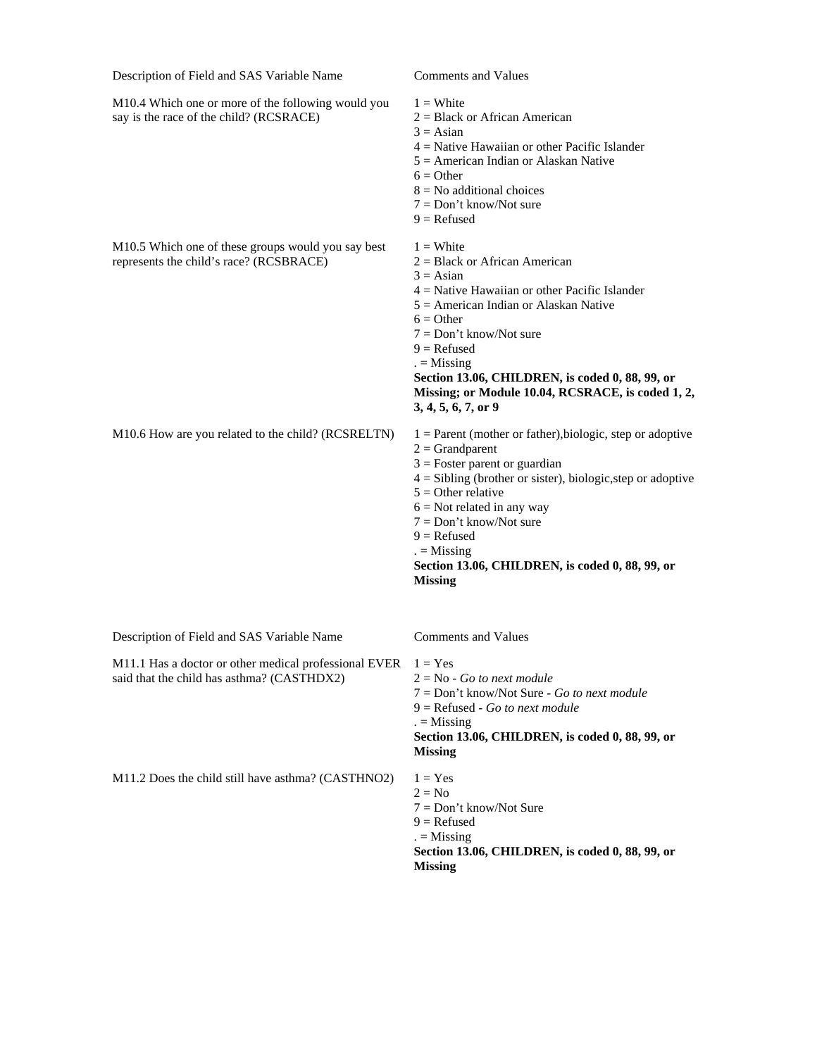| Description of Field and SAS Variable Name | Comments and Values |
|---|---|
| M10.4 Which one or more of the following would you say is the race of the child? (RCSRACE) | 1 = White<br>2 = Black or African American<br>3 = Asian<br>4 = Native Hawaiian or other Pacific Islander<br>5 = American Indian or Alaskan Native<br>6 = Other<br>8 = No additional choices<br>7 = Don't know/Not sure<br>9 = Refused |
| M10.5 Which one of these groups would you say best represents the child's race? (RCSBRACE) | 1 = White<br>2 = Black or African American<br>3 = Asian<br>4 = Native Hawaiian or other Pacific Islander<br>5 = American Indian or Alaskan Native<br>6 = Other<br>7 = Don't know/Not sure<br>9 = Refused<br>. = Missing<br>**Section 13.06, CHILDREN, is coded 0, 88, 99, or Missing; or Module 10.04, RCSRACE, is coded 1, 2, 3, 4, 5, 6, 7, or 9** |
| M10.6 How are you related to the child? (RCSRELTN) | 1 = Parent (mother or father),biologic, step or adoptive<br>2 = Grandparent<br>3 = Foster parent or guardian<br>4 = Sibling (brother or sister), biologic,step or adoptive<br>5 = Other relative<br>6 = Not related in any way<br>7 = Don't know/Not sure<br>9 = Refused<br>. = Missing<br>**Section 13.06, CHILDREN, is coded 0, 88, 99, or Missing** |

| Description of Field and SAS Variable Name | Comments and Values |
|---|---|
| M11.1 Has a doctor or other medical professional EVER said that the child has asthma? (CASTHDX2) | 1 = Yes<br>2 = No - *Go to next module*<br>7 = Don't know/Not Sure - *Go to next module*<br>9 = Refused - *Go to next module*<br>. = Missing<br>**Section 13.06, CHILDREN, is coded 0, 88, 99, or Missing** |
| M11.2 Does the child still have asthma? (CASTHNO2) | 1 = Yes<br>2 = No<br>7 = Don't know/Not Sure<br>9 = Refused<br>. = Missing<br>**Section 13.06, CHILDREN, is coded 0, 88, 99, or Missing** |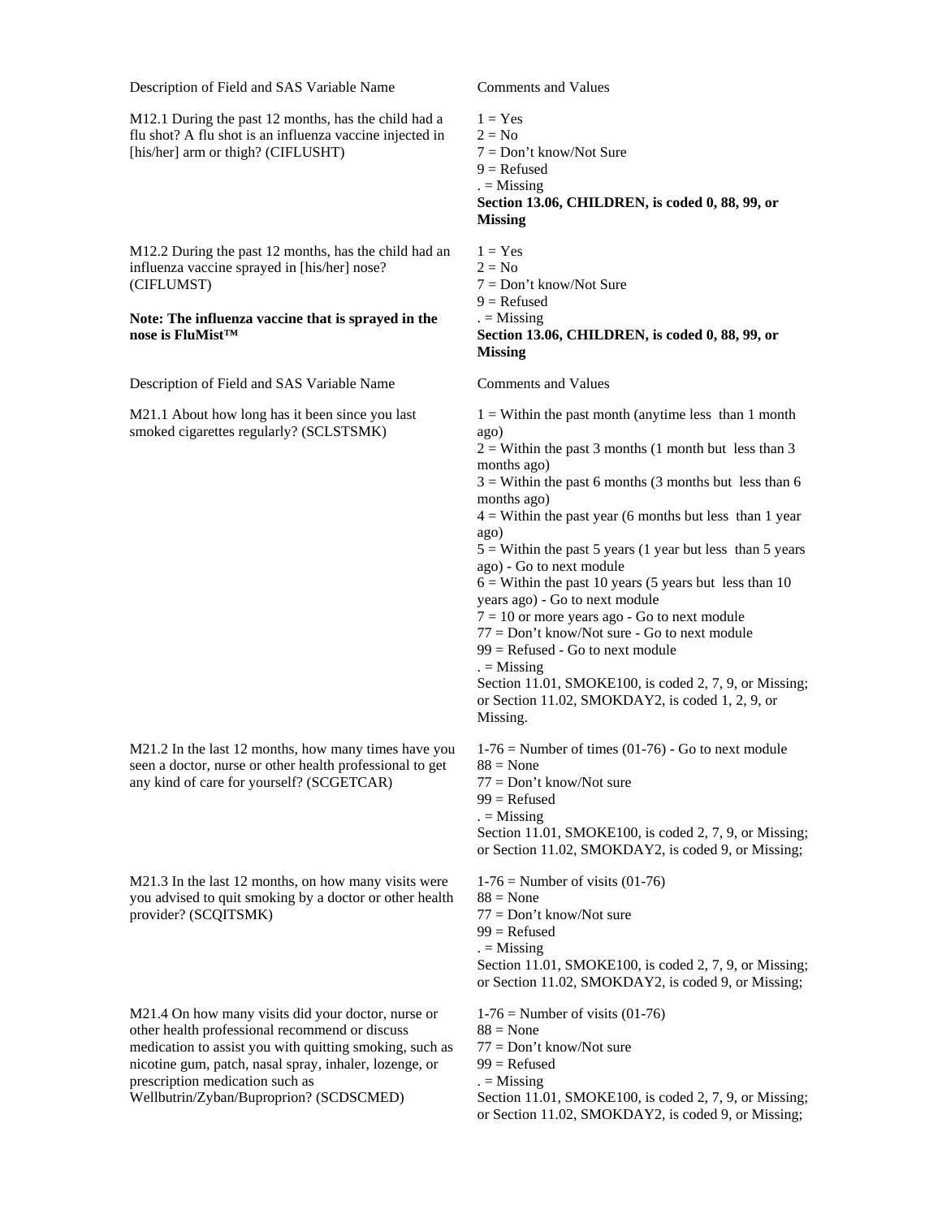| Description of Field and SAS Variable Name | Comments and Values |
|---|---|
| M12.1 During the past 12 months, has the child had a flu shot? A flu shot is an influenza vaccine injected in [his/her] arm or thigh? (CIFLUSHT) | 1 = Yes<br>2 = No<br>7 = Don't know/Not Sure<br>9 = Refused<br>. = Missing<br>**Section 13.06, CHILDREN, is coded 0, 88, 99, or Missing** |
| M12.2 During the past 12 months, has the child had an influenza vaccine sprayed in [his/her] nose? (CIFLUMST)<br><br>**Note: The influenza vaccine that is sprayed in the nose is FluMist™** | 1 = Yes<br>2 = No<br>7 = Don't know/Not Sure<br>9 = Refused<br>. = Missing<br>**Section 13.06, CHILDREN, is coded 0, 88, 99, or Missing** |

| Description of Field and SAS Variable Name | Comments and Values |
|---|---|
| M21.1 About how long has it been since you last smoked cigarettes regularly? (SCLSTSMK) | 1 = Within the past month (anytime less than 1 month ago)<br>2 = Within the past 3 months (1 month but less than 3 months ago)<br>3 = Within the past 6 months (3 months but less than 6 months ago)<br>4 = Within the past year (6 months but less than 1 year ago)<br>5 = Within the past 5 years (1 year but less than 5 years ago) - Go to next module<br>6 = Within the past 10 years (5 years but less than 10 years ago) - Go to next module<br>7 = 10 or more years ago - Go to next module<br>77 = Don't know/Not sure - Go to next module<br>99 = Refused - Go to next module<br>. = Missing<br>Section 11.01, SMOKE100, is coded 2, 7, 9, or Missing; or Section 11.02, SMOKDAY2, is coded 1, 2, 9, or Missing. |
| M21.2 In the last 12 months, how many times have you seen a doctor, nurse or other health professional to get any kind of care for yourself? (SCGETCAR) | 1-76 = Number of times (01-76) - Go to next module<br>88 = None<br>77 = Don't know/Not sure<br>99 = Refused<br>. = Missing<br>Section 11.01, SMOKE100, is coded 2, 7, 9, or Missing; or Section 11.02, SMOKDAY2, is coded 9, or Missing; |
| M21.3 In the last 12 months, on how many visits were you advised to quit smoking by a doctor or other health provider? (SCQITSMK) | 1-76 = Number of visits (01-76)<br>88 = None<br>77 = Don't know/Not sure<br>99 = Refused<br>. = Missing<br>Section 11.01, SMOKE100, is coded 2, 7, 9, or Missing; or Section 11.02, SMOKDAY2, is coded 9, or Missing; |
| M21.4 On how many visits did your doctor, nurse or other health professional recommend or discuss medication to assist you with quitting smoking, such as nicotine gum, patch, nasal spray, inhaler, lozenge, or prescription medication such as Wellbutrin/Zyban/Buproprion? (SCDSCMED) | 1-76 = Number of visits (01-76)<br>88 = None<br>77 = Don't know/Not sure<br>99 = Refused<br>. = Missing<br>Section 11.01, SMOKE100, is coded 2, 7, 9, or Missing; or Section 11.02, SMOKDAY2, is coded 9, or Missing; |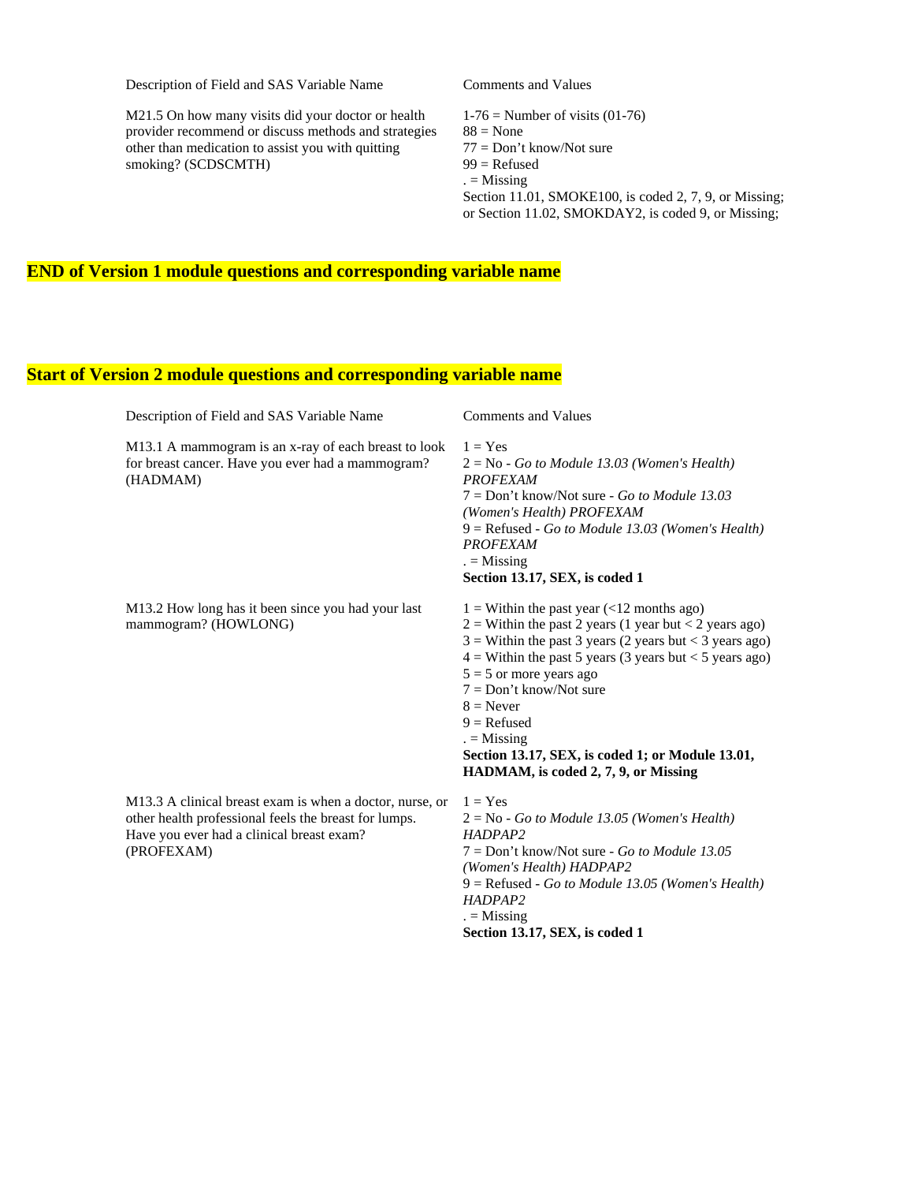| Description of Field and SAS Variable Name | Comments and Values |
| --- | --- |
| M21.5 On how many visits did your doctor or health provider recommend or discuss methods and strategies other than medication to assist you with quitting smoking? (SCDSCMTH) | 1-76 = Number of visits (01-76)<br>88 = None<br>77 = Don't know/Not sure<br>99 = Refused<br>. = Missing<br>Section 11.01, SMOKE100, is coded 2, 7, 9, or Missing; or Section 11.02, SMOKDAY2, is coded 9, or Missing; |

## END of Version 1 module questions and corresponding variable name

## Start of Version 2 module questions and corresponding variable name

| Description of Field and SAS Variable Name | Comments and Values |
| --- | --- |
| M13.1 A mammogram is an x-ray of each breast to look for breast cancer. Have you ever had a mammogram? (HADMAM) | 1 = Yes<br>2 = No - *Go to Module 13.03 (Women's Health) PROFEXAM*<br>7 = Don't know/Not sure - *Go to Module 13.03 (Women's Health) PROFEXAM*<br>9 = Refused - *Go to Module 13.03 (Women's Health) PROFEXAM*<br>. = Missing<br>**Section 13.17, SEX, is coded 1** |
| M13.2 How long has it been since you had your last mammogram? (HOWLONG) | 1 = Within the past year (<12 months ago)<br>2 = Within the past 2 years (1 year but < 2 years ago)<br>3 = Within the past 3 years (2 years but < 3 years ago)<br>4 = Within the past 5 years (3 years but < 5 years ago)<br>5 = 5 or more years ago<br>7 = Don't know/Not sure<br>8 = Never<br>9 = Refused<br>. = Missing<br>**Section 13.17, SEX, is coded 1; or Module 13.01, HADMAM, is coded 2, 7, 9, or Missing** |
| M13.3 A clinical breast exam is when a doctor, nurse, or other health professional feels the breast for lumps. Have you ever had a clinical breast exam? (PROFEXAM) | 1 = Yes<br>2 = No - *Go to Module 13.05 (Women's Health) HADPAP2*<br>7 = Don't know/Not sure - *Go to Module 13.05 (Women's Health) HADPAP2*<br>9 = Refused - *Go to Module 13.05 (Women's Health) HADPAP2*<br>. = Missing<br>**Section 13.17, SEX, is coded 1** |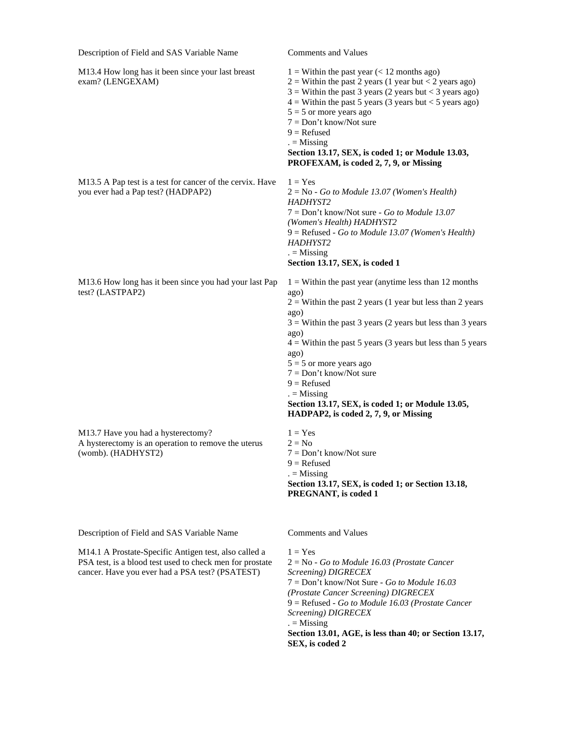| Description of Field and SAS Variable Name | Comments and Values |
|---|---|
| M13.4 How long has it been since your last breast exam? (LENGEXAM) | 1 = Within the past year (< 12 months ago)<br>2 = Within the past 2 years (1 year but < 2 years ago)<br>3 = Within the past 3 years (2 years but < 3 years ago)<br>4 = Within the past 5 years (3 years but < 5 years ago)<br>5 = 5 or more years ago<br>7 = Don't know/Not sure<br>9 = Refused<br>. = Missing<br>**Section 13.17, SEX, is coded 1; or Module 13.03, PROFEXAM, is coded 2, 7, 9, or Missing** |
| M13.5 A Pap test is a test for cancer of the cervix. Have you ever had a Pap test? (HADPAP2) | 1 = Yes<br>2 = No - *Go to Module 13.07 (Women's Health) HADHYST2*<br>7 = Don't know/Not sure - *Go to Module 13.07 (Women's Health) HADHYST2*<br>9 = Refused - *Go to Module 13.07 (Women's Health) HADHYST2*<br>. = Missing<br>**Section 13.17, SEX, is coded 1** |
| M13.6 How long has it been since you had your last Pap test? (LASTPAP2) | 1 = Within the past year (anytime less than 12 months ago)<br>2 = Within the past 2 years (1 year but less than 2 years ago)<br>3 = Within the past 3 years (2 years but less than 3 years ago)<br>4 = Within the past 5 years (3 years but less than 5 years ago)<br>5 = 5 or more years ago<br>7 = Don't know/Not sure<br>9 = Refused<br>. = Missing<br>**Section 13.17, SEX, is coded 1; or Module 13.05, HADPAP2, is coded 2, 7, 9, or Missing** |
| M13.7 Have you had a hysterectomy?<br>A hysterectomy is an operation to remove the uterus (womb). (HADHYST2) | 1 = Yes<br>2 = No<br>7 = Don't know/Not sure<br>9 = Refused<br>. = Missing<br>**Section 13.17, SEX, is coded 1; or Section 13.18, PREGNANT, is coded 1** |

| Description of Field and SAS Variable Name | Comments and Values |
|---|---|
| M14.1 A Prostate-Specific Antigen test, also called a PSA test, is a blood test used to check men for prostate cancer. Have you ever had a PSA test? (PSATEST) | 1 = Yes<br>2 = No - *Go to Module 16.03 (Prostate Cancer Screening) DIGRECEX*<br>7 = Don't know/Not Sure - *Go to Module 16.03 (Prostate Cancer Screening) DIGRECEX*<br>9 = Refused - *Go to Module 16.03 (Prostate Cancer Screening) DIGRECEX*<br>. = Missing<br>**Section 13.01, AGE, is less than 40; or Section 13.17, SEX, is coded 2** |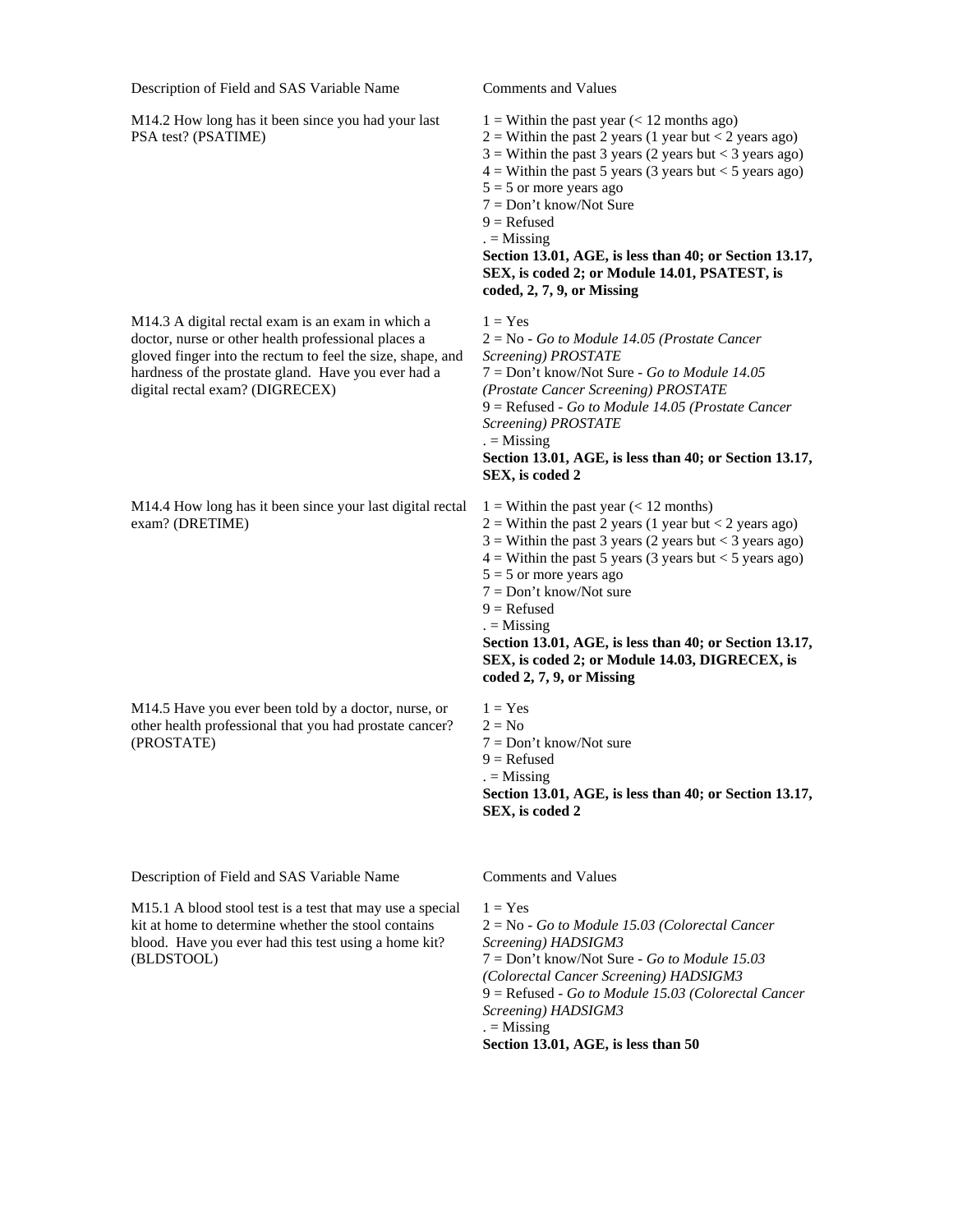| Description of Field and SAS Variable Name | Comments and Values |
|---|---|
| M14.2 How long has it been since you had your last PSA test? (PSATIME) | 1 = Within the past year (< 12 months ago)<br>2 = Within the past 2 years (1 year but < 2 years ago)<br>3 = Within the past 3 years (2 years but < 3 years ago)<br>4 = Within the past 5 years (3 years but < 5 years ago)<br>5 = 5 or more years ago<br>7 = Don't know/Not Sure<br>9 = Refused<br>. = Missing<br>**Section 13.01, AGE, is less than 40; or Section 13.17, SEX, is coded 2; or Module 14.01, PSATEST, is coded, 2, 7, 9, or Missing** |
| M14.3 A digital rectal exam is an exam in which a doctor, nurse or other health professional places a gloved finger into the rectum to feel the size, shape, and hardness of the prostate gland. Have you ever had a digital rectal exam? (DIGRECEX) | 1 = Yes<br>2 = No - *Go to Module 14.05 (Prostate Cancer Screening) PROSTATE*<br>7 = Don't know/Not Sure - *Go to Module 14.05 (Prostate Cancer Screening) PROSTATE*<br>9 = Refused - *Go to Module 14.05 (Prostate Cancer Screening) PROSTATE*<br>. = Missing<br>**Section 13.01, AGE, is less than 40; or Section 13.17, SEX, is coded 2** |
| M14.4 How long has it been since your last digital rectal exam? (DRETIME) | 1 = Within the past year (< 12 months)<br>2 = Within the past 2 years (1 year but < 2 years ago)<br>3 = Within the past 3 years (2 years but < 3 years ago)<br>4 = Within the past 5 years (3 years but < 5 years ago)<br>5 = 5 or more years ago<br>7 = Don't know/Not sure<br>9 = Refused<br>. = Missing<br>**Section 13.01, AGE, is less than 40; or Section 13.17, SEX, is coded 2; or Module 14.03, DIGRECEX, is coded 2, 7, 9, or Missing** |
| M14.5 Have you ever been told by a doctor, nurse, or other health professional that you had prostate cancer? (PROSTATE) | 1 = Yes<br>2 = No<br>7 = Don't know/Not sure<br>9 = Refused<br>. = Missing<br>**Section 13.01, AGE, is less than 40; or Section 13.17, SEX, is coded 2** |

| Description of Field and SAS Variable Name | Comments and Values |
|---|---|
| M15.1 A blood stool test is a test that may use a special kit at home to determine whether the stool contains blood. Have you ever had this test using a home kit? (BLDSTOOL) | 1 = Yes<br>2 = No - *Go to Module 15.03 (Colorectal Cancer Screening) HADSIGM3*<br>7 = Don't know/Not Sure - *Go to Module 15.03 (Colorectal Cancer Screening) HADSIGM3*<br>9 = Refused - *Go to Module 15.03 (Colorectal Cancer Screening) HADSIGM3*<br>. = Missing<br>**Section 13.01, AGE, is less than 50** |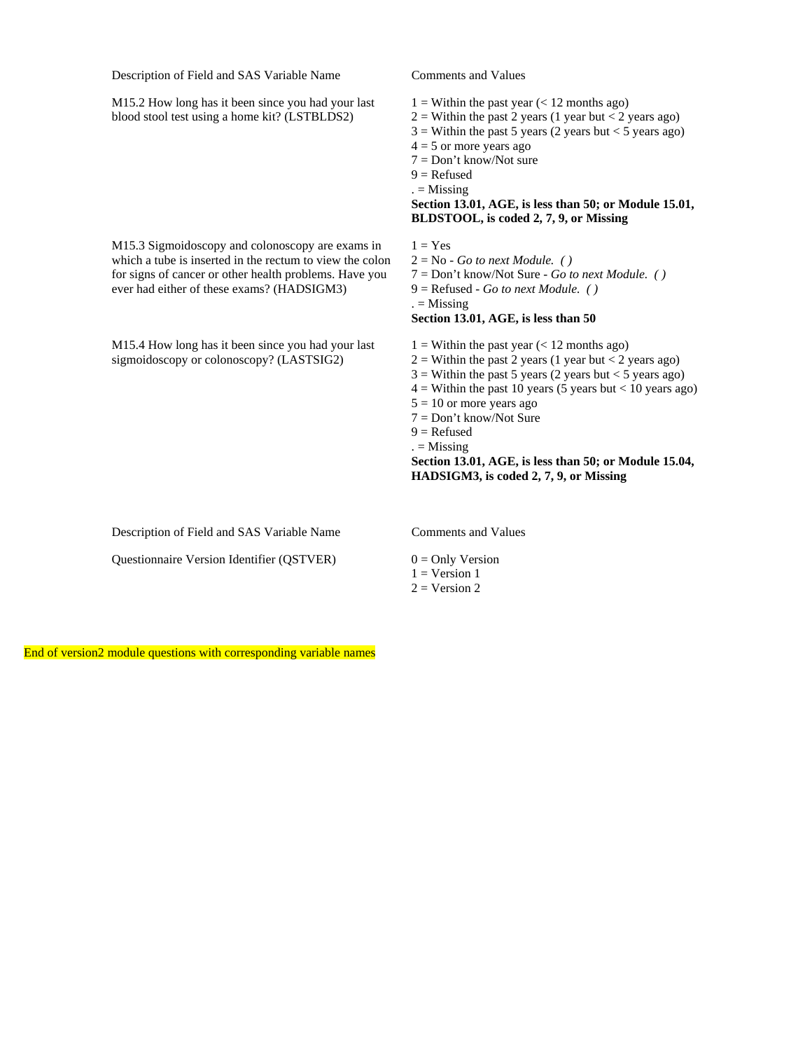| Description of Field and SAS Variable Name | Comments and Values |
| --- | --- |
| M15.2 How long has it been since you had your last blood stool test using a home kit? (LSTBLDS2) | 1 = Within the past year (< 12 months ago)<br>2 = Within the past 2 years (1 year but < 2 years ago)<br>3 = Within the past 5 years (2 years but < 5 years ago)<br>4 = 5 or more years ago<br>7 = Don't know/Not sure<br>9 = Refused<br>. = Missing<br>**Section 13.01, AGE, is less than 50; or Module 15.01, BLDSTOOL, is coded 2, 7, 9, or Missing** |
| M15.3 Sigmoidoscopy and colonoscopy are exams in which a tube is inserted in the rectum to view the colon for signs of cancer or other health problems. Have you ever had either of these exams? (HADSIGM3) | 1 = Yes<br>2 = No - *Go to next Module. ( )*<br>7 = Don't know/Not Sure - *Go to next Module. ( )*<br>9 = Refused - *Go to next Module. ( )*<br>. = Missing<br>**Section 13.01, AGE, is less than 50** |
| M15.4 How long has it been since you had your last sigmoidoscopy or colonoscopy? (LASTSIG2) | 1 = Within the past year (< 12 months ago)<br>2 = Within the past 2 years (1 year but < 2 years ago)<br>3 = Within the past 5 years (2 years but < 5 years ago)<br>4 = Within the past 10 years (5 years but < 10 years ago)<br>5 = 10 or more years ago<br>7 = Don't know/Not Sure<br>9 = Refused<br>. = Missing<br>**Section 13.01, AGE, is less than 50; or Module 15.04, HADSIGM3, is coded 2, 7, 9, or Missing** |

| Description of Field and SAS Variable Name | Comments and Values |
| --- | --- |
| Questionnaire Version Identifier (QSTVER) | 0 = Only Version<br>1 = Version 1<br>2 = Version 2 |

End of version2 module questions with corresponding variable names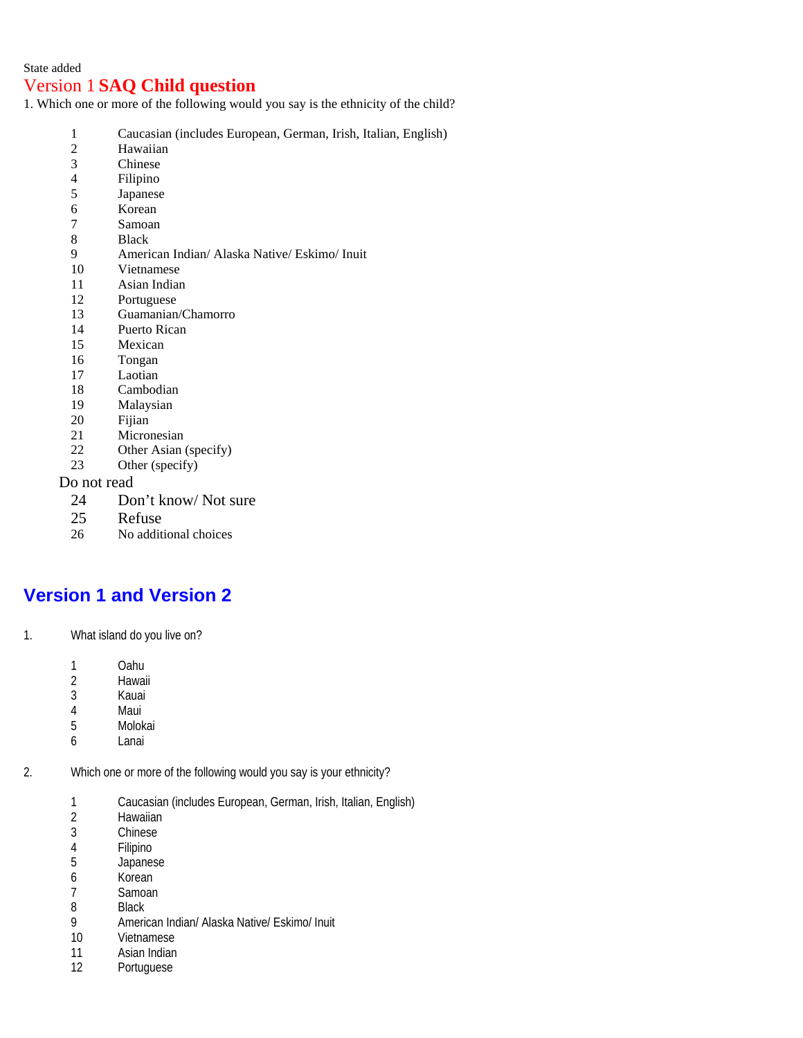State added

## Version 1 **SAQ Child question**

1. Which one or more of the following would you say is the ethnicity of the child?

1 Caucasian (includes European, German, Irish, Italian, English)
2 Hawaiian
3 Chinese
4 Filipino
5 Japanese
6 Korean
7 Samoan
8 Black
9 American Indian/ Alaska Native/ Eskimo/ Inuit
10 Vietnamese
11 Asian Indian
12 Portuguese
13 Guamanian/Chamorro
14 Puerto Rican
15 Mexican
16 Tongan
17 Laotian
18 Cambodian
19 Malaysian
20 Fijian
21 Micronesian
22 Other Asian (specify)
23 Other (specify)

Do not read

24 Don't know/ Not sure
25 Refuse
26 No additional choices

## Version 1 and Version 2

1. What island do you live on?

1 Oahu
2 Hawaii
3 Kauai
4 Maui
5 Molokai
6 Lanai

2. Which one or more of the following would you say is your ethnicity?

1 Caucasian (includes European, German, Irish, Italian, English)
2 Hawaiian
3 Chinese
4 Filipino
5 Japanese
6 Korean
7 Samoan
8 Black
9 American Indian/ Alaska Native/ Eskimo/ Inuit
10 Vietnamese
11 Asian Indian
12 Portuguese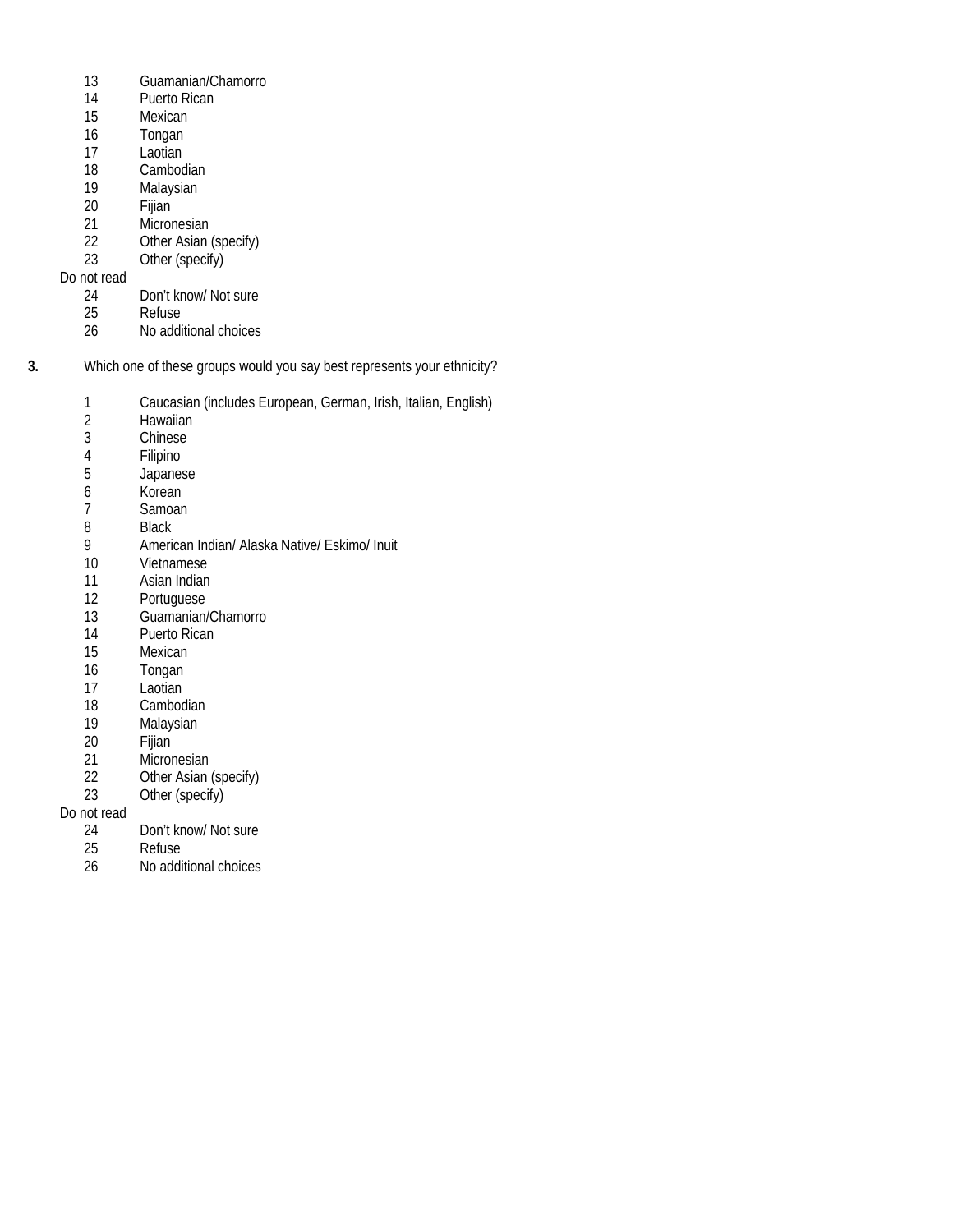13 Guamanian/Chamorro
14 Puerto Rican
15 Mexican
16 Tongan
17 Laotian
18 Cambodian
19 Malaysian
20 Fijian
21 Micronesian
22 Other Asian (specify)
23 Other (specify)

Do not read

24 Don't know/ Not sure
25 Refuse
26 No additional choices

**3.** Which one of these groups would you say best represents your ethnicity?

1 Caucasian (includes European, German, Irish, Italian, English)
2 Hawaiian
3 Chinese
4 Filipino
5 Japanese
6 Korean
7 Samoan
8 Black
9 American Indian/ Alaska Native/ Eskimo/ Inuit
10 Vietnamese
11 Asian Indian
12 Portuguese
13 Guamanian/Chamorro
14 Puerto Rican
15 Mexican
16 Tongan
17 Laotian
18 Cambodian
19 Malaysian
20 Fijian
21 Micronesian
22 Other Asian (specify)
23 Other (specify)

Do not read

24 Don't know/ Not sure
25 Refuse
26 No additional choices